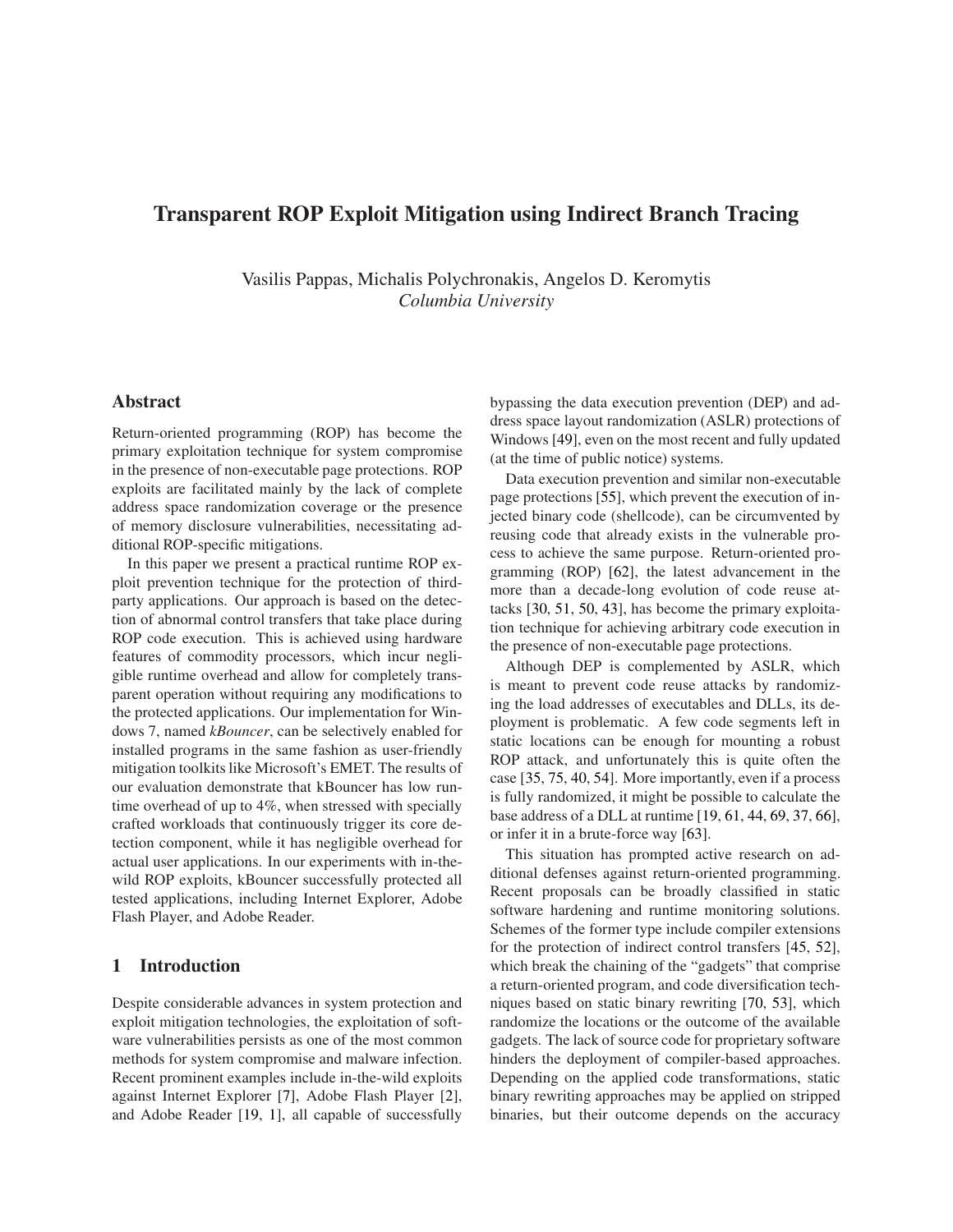# Transparent ROP Exploit Mitigation using Indirect Branch Tracing

Vasilis Pappas, Michalis Polychronakis, Angelos D. Keromytis
*Columbia University*

## Abstract

Return-oriented programming (ROP) has become the primary exploitation technique for system compromise in the presence of non-executable page protections. ROP exploits are facilitated mainly by the lack of complete address space randomization coverage or the presence of memory disclosure vulnerabilities, necessitating additional ROP-specific mitigations.

In this paper we present a practical runtime ROP exploit prevention technique for the protection of third-party applications. Our approach is based on the detection of abnormal control transfers that take place during ROP code execution. This is achieved using hardware features of commodity processors, which incur negligible runtime overhead and allow for completely transparent operation without requiring any modifications to the protected applications. Our implementation for Windows 7, named *kBouncer*, can be selectively enabled for installed programs in the same fashion as user-friendly mitigation toolkits like Microsoft's EMET. The results of our evaluation demonstrate that kBouncer has low runtime overhead of up to 4%, when stressed with specially crafted workloads that continuously trigger its core detection component, while it has negligible overhead for actual user applications. In our experiments with in-the-wild ROP exploits, kBouncer successfully protected all tested applications, including Internet Explorer, Adobe Flash Player, and Adobe Reader.

## 1 Introduction

Despite considerable advances in system protection and exploit mitigation technologies, the exploitation of software vulnerabilities persists as one of the most common methods for system compromise and malware infection. Recent prominent examples include in-the-wild exploits against Internet Explorer [7], Adobe Flash Player [2], and Adobe Reader [19, 1], all capable of successfully bypassing the data execution prevention (DEP) and address space layout randomization (ASLR) protections of Windows [49], even on the most recent and fully updated (at the time of public notice) systems.

Data execution prevention and similar non-executable page protections [55], which prevent the execution of injected binary code (shellcode), can be circumvented by reusing code that already exists in the vulnerable process to achieve the same purpose. Return-oriented programming (ROP) [62], the latest advancement in the more than a decade-long evolution of code reuse attacks [30, 51, 50, 43], has become the primary exploitation technique for achieving arbitrary code execution in the presence of non-executable page protections.

Although DEP is complemented by ASLR, which is meant to prevent code reuse attacks by randomizing the load addresses of executables and DLLs, its deployment is problematic. A few code segments left in static locations can be enough for mounting a robust ROP attack, and unfortunately this is quite often the case [35, 75, 40, 54]. More importantly, even if a process is fully randomized, it might be possible to calculate the base address of a DLL at runtime [19, 61, 44, 69, 37, 66], or infer it in a brute-force way [63].

This situation has prompted active research on additional defenses against return-oriented programming. Recent proposals can be broadly classified in static software hardening and runtime monitoring solutions. Schemes of the former type include compiler extensions for the protection of indirect control transfers [45, 52], which break the chaining of the "gadgets" that comprise a return-oriented program, and code diversification techniques based on static binary rewriting [70, 53], which randomize the locations or the outcome of the available gadgets. The lack of source code for proprietary software hinders the deployment of compiler-based approaches. Depending on the applied code transformations, static binary rewriting approaches may be applied on stripped binaries, but their outcome depends on the accuracy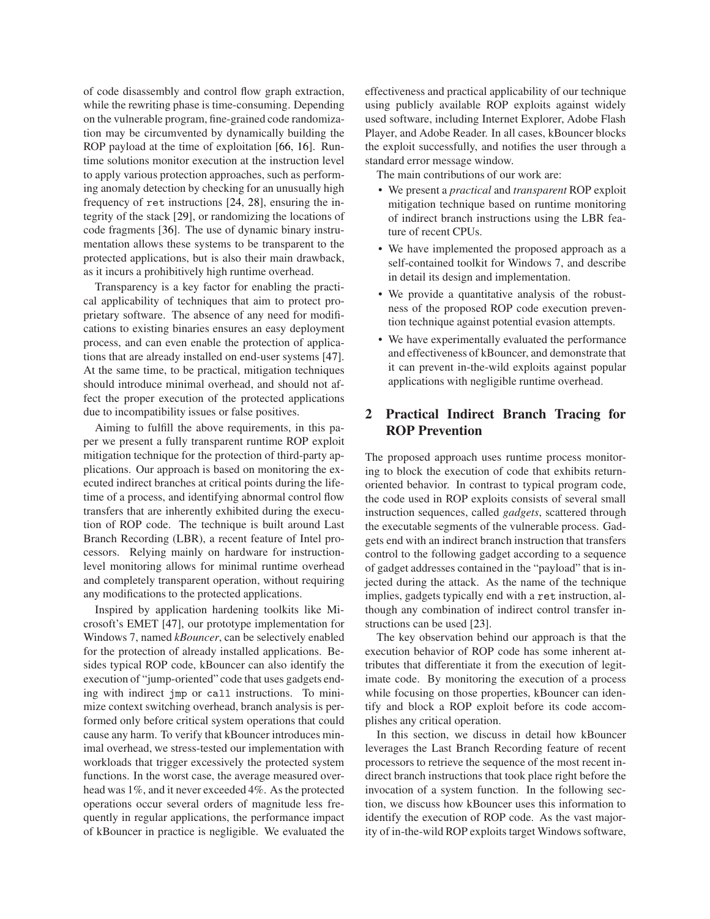of code disassembly and control flow graph extraction, while the rewriting phase is time-consuming. Depending on the vulnerable program, fine-grained code randomization may be circumvented by dynamically building the ROP payload at the time of exploitation [66, 16]. Runtime solutions monitor execution at the instruction level to apply various protection approaches, such as performing anomaly detection by checking for an unusually high frequency of `ret` instructions [24, 28], ensuring the integrity of the stack [29], or randomizing the locations of code fragments [36]. The use of dynamic binary instrumentation allows these systems to be transparent to the protected applications, but is also their main drawback, as it incurs a prohibitively high runtime overhead.

Transparency is a key factor for enabling the practical applicability of techniques that aim to protect proprietary software. The absence of any need for modifications to existing binaries ensures an easy deployment process, and can even enable the protection of applications that are already installed on end-user systems [47]. At the same time, to be practical, mitigation techniques should introduce minimal overhead, and should not affect the proper execution of the protected applications due to incompatibility issues or false positives.

Aiming to fulfill the above requirements, in this paper we present a fully transparent runtime ROP exploit mitigation technique for the protection of third-party applications. Our approach is based on monitoring the executed indirect branches at critical points during the lifetime of a process, and identifying abnormal control flow transfers that are inherently exhibited during the execution of ROP code. The technique is built around Last Branch Recording (LBR), a recent feature of Intel processors. Relying mainly on hardware for instruction-level monitoring allows for minimal runtime overhead and completely transparent operation, without requiring any modifications to the protected applications.

Inspired by application hardening toolkits like Microsoft's EMET [47], our prototype implementation for Windows 7, named *kBouncer*, can be selectively enabled for the protection of already installed applications. Besides typical ROP code, kBouncer can also identify the execution of "jump-oriented" code that uses gadgets ending with indirect `jmp` or `call` instructions. To minimize context switching overhead, branch analysis is performed only before critical system operations that could cause any harm. To verify that kBouncer introduces minimal overhead, we stress-tested our implementation with workloads that trigger excessively the protected system functions. In the worst case, the average measured overhead was 1%, and it never exceeded 4%. As the protected operations occur several orders of magnitude less frequently in regular applications, the performance impact of kBouncer in practice is negligible. We evaluated the effectiveness and practical applicability of our technique using publicly available ROP exploits against widely used software, including Internet Explorer, Adobe Flash Player, and Adobe Reader. In all cases, kBouncer blocks the exploit successfully, and notifies the user through a standard error message window.

The main contributions of our work are:

- We present a *practical* and *transparent* ROP exploit mitigation technique based on runtime monitoring of indirect branch instructions using the LBR feature of recent CPUs.
- We have implemented the proposed approach as a self-contained toolkit for Windows 7, and describe in detail its design and implementation.
- We provide a quantitative analysis of the robustness of the proposed ROP code execution prevention technique against potential evasion attempts.
- We have experimentally evaluated the performance and effectiveness of kBouncer, and demonstrate that it can prevent in-the-wild exploits against popular applications with negligible runtime overhead.

## 2 Practical Indirect Branch Tracing for ROP Prevention

The proposed approach uses runtime process monitoring to block the execution of code that exhibits return-oriented behavior. In contrast to typical program code, the code used in ROP exploits consists of several small instruction sequences, called *gadgets*, scattered through the executable segments of the vulnerable process. Gadgets end with an indirect branch instruction that transfers control to the following gadget according to a sequence of gadget addresses contained in the "payload" that is injected during the attack. As the name of the technique implies, gadgets typically end with a `ret` instruction, although any combination of indirect control transfer instructions can be used [23].

The key observation behind our approach is that the execution behavior of ROP code has some inherent attributes that differentiate it from the execution of legitimate code. By monitoring the execution of a process while focusing on those properties, kBouncer can identify and block a ROP exploit before its code accomplishes any critical operation.

In this section, we discuss in detail how kBouncer leverages the Last Branch Recording feature of recent processors to retrieve the sequence of the most recent indirect branch instructions that took place right before the invocation of a system function. In the following section, we discuss how kBouncer uses this information to identify the execution of ROP code. As the vast majority of in-the-wild ROP exploits target Windows software,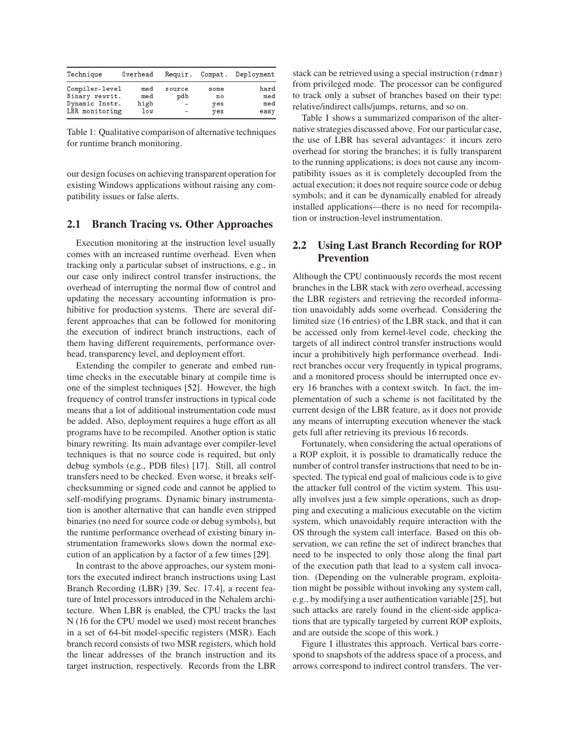| Technique | Overhead | Requir. | Compat. | Deployment |
|---|---|---|---|---|
| Compiler-level | med | source | some | hard |
| Binary rewrit. | med | pdb | no | med |
| Dynamic Instr. | high | - | yes | med |
| LBR monitoring | low | - | yes | easy |

Table 1: Qualitative comparison of alternative techniques for runtime branch monitoring.

our design focuses on achieving transparent operation for existing Windows applications without raising any compatibility issues or false alerts.

## 2.1 Branch Tracing vs. Other Approaches

Execution monitoring at the instruction level usually comes with an increased runtime overhead. Even when tracking only a particular subset of instructions, e.g., in our case only indirect control transfer instructions, the overhead of interrupting the normal flow of control and updating the necessary accounting information is prohibitive for production systems. There are several different approaches that can be followed for monitoring the execution of indirect branch instructions, each of them having different requirements, performance overhead, transparency level, and deployment effort.

Extending the compiler to generate and embed runtime checks in the executable binary at compile time is one of the simplest techniques [52]. However, the high frequency of control transfer instructions in typical code means that a lot of additional instrumentation code must be added. Also, deployment requires a huge effort as all programs have to be recompiled. Another option is static binary rewriting. Its main advantage over compiler-level techniques is that no source code is required, but only debug symbols (e.g., PDB files) [17]. Still, all control transfers need to be checked. Even worse, it breaks self-checksumming or signed code and cannot be applied to self-modifying programs. Dynamic binary instrumentation is another alternative that can handle even stripped binaries (no need for source code or debug symbols), but the runtime performance overhead of existing binary instrumentation frameworks slows down the normal execution of an application by a factor of a few times [29].

In contrast to the above approaches, our system monitors the executed indirect branch instructions using Last Branch Recording (LBR) [39, Sec. 17.4], a recent feature of Intel processors introduced in the Nehalem architecture. When LBR is enabled, the CPU tracks the last N (16 for the CPU model we used) most recent branches in a set of 64-bit model-specific registers (MSR). Each branch record consists of two MSR registers, which hold the linear addresses of the branch instruction and its target instruction, respectively. Records from the LBR stack can be retrieved using a special instruction (`rdmsr`) from privileged mode. The processor can be configured to track only a subset of branches based on their type: relative/indirect calls/jumps, returns, and so on.

Table 1 shows a summarized comparison of the alternative strategies discussed above. For our particular case, the use of LBR has several advantages: it incurs zero overhead for storing the branches; it is fully transparent to the running applications; is does not cause any incompatibility issues as it is completely decoupled from the actual execution; it does not require source code or debug symbols; and it can be dynamically enabled for already installed applications—there is no need for recompilation or instruction-level instrumentation.

## 2.2 Using Last Branch Recording for ROP Prevention

Although the CPU continuously records the most recent branches in the LBR stack with zero overhead, accessing the LBR registers and retrieving the recorded information unavoidably adds some overhead. Considering the limited size (16 entries) of the LBR stack, and that it can be accessed only from kernel-level code, checking the targets of all indirect control transfer instructions would incur a prohibitively high performance overhead. Indirect branches occur very frequently in typical programs, and a monitored process should be interrupted once every 16 branches with a context switch. In fact, the implementation of such a scheme is not facilitated by the current design of the LBR feature, as it does not provide any means of interrupting execution whenever the stack gets full after retrieving its previous 16 records.

Fortunately, when considering the actual operations of a ROP exploit, it is possible to dramatically reduce the number of control transfer instructions that need to be inspected. The typical end goal of malicious code is to give the attacker full control of the victim system. This usually involves just a few simple operations, such as dropping and executing a malicious executable on the victim system, which unavoidably require interaction with the OS through the system call interface. Based on this observation, we can refine the set of indirect branches that need to be inspected to only those along the final part of the execution path that lead to a system call invocation. (Depending on the vulnerable program, exploitation might be possible without invoking any system call, e.g., by modifying a user authentication variable [25], but such attacks are rarely found in the client-side applications that are typically targeted by current ROP exploits, and are outside the scope of this work.)

Figure 1 illustrates this approach. Vertical bars correspond to snapshots of the address space of a process, and arrows correspond to indirect control transfers. The ver-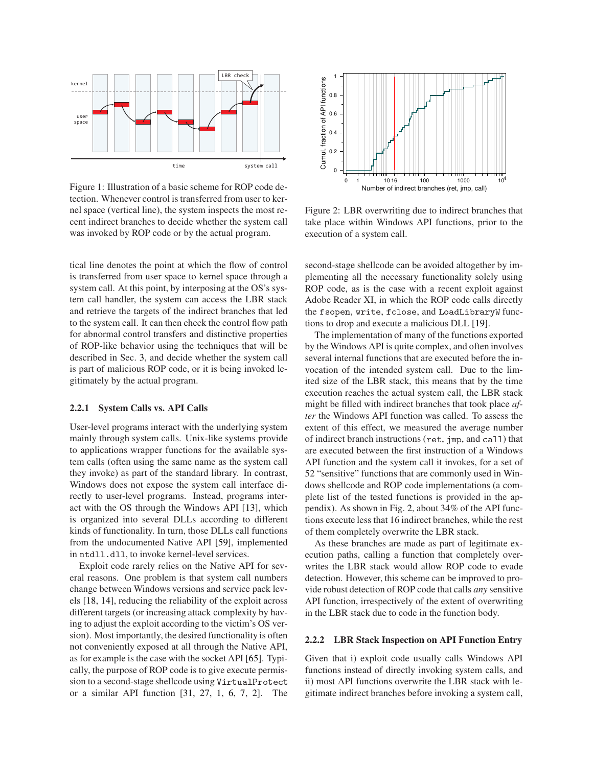Figure 1: Illustration of a basic scheme for ROP code detection. Whenever control is transferred from user to kernel space (vertical line), the system inspects the most recent indirect branches to decide whether the system call was invoked by ROP code or by the actual program.

Figure 2: LBR overwriting due to indirect branches that take place within Windows API functions, prior to the execution of a system call.

tical line denotes the point at which the flow of control is transferred from user space to kernel space through a system call. At this point, by interposing at the OS's system call handler, the system can access the LBR stack and retrieve the targets of the indirect branches that led to the system call. It can then check the control flow path for abnormal control transfers and distinctive properties of ROP-like behavior using the techniques that will be described in Sec. 3, and decide whether the system call is part of malicious ROP code, or it is being invoked legitimately by the actual program.

### 2.2.1 System Calls vs. API Calls

User-level programs interact with the underlying system mainly through system calls. Unix-like systems provide to applications wrapper functions for the available system calls (often using the same name as the system call they invoke) as part of the standard library. In contrast, Windows does not expose the system call interface directly to user-level programs. Instead, programs interact with the OS through the Windows API [13], which is organized into several DLLs according to different kinds of functionality. In turn, those DLLs call functions from the undocumented Native API [59], implemented in `ntdll.dll`, to invoke kernel-level services.

Exploit code rarely relies on the Native API for several reasons. One problem is that system call numbers change between Windows versions and service pack levels [18, 14], reducing the reliability of the exploit across different targets (or increasing attack complexity by having to adjust the exploit according to the victim's OS version). Most importantly, the desired functionality is often not conveniently exposed at all through the Native API, as for example is the case with the socket API [65]. Typically, the purpose of ROP code is to give execute permission to a second-stage shellcode using `VirtualProtect` or a similar API function [31, 27, 1, 6, 7, 2]. The second-stage shellcode can be avoided altogether by implementing all the necessary functionality solely using ROP code, as is the case with a recent exploit against Adobe Reader XI, in which the ROP code calls directly the `fsopen`, `write`, `fclose`, and `LoadLibraryW` functions to drop and execute a malicious DLL [19].

The implementation of many of the functions exported by the Windows API is quite complex, and often involves several internal functions that are executed before the invocation of the intended system call. Due to the limited size of the LBR stack, this means that by the time execution reaches the actual system call, the LBR stack might be filled with indirect branches that took place *after* the Windows API function was called. To assess the extent of this effect, we measured the average number of indirect branch instructions (`ret`, `jmp`, and `call`) that are executed between the first instruction of a Windows API function and the system call it invokes, for a set of 52 "sensitive" functions that are commonly used in Windows shellcode and ROP code implementations (a complete list of the tested functions is provided in the appendix). As shown in Fig. 2, about 34% of the API functions execute less that 16 indirect branches, while the rest of them completely overwrite the LBR stack.

As these branches are made as part of legitimate execution paths, calling a function that completely overwrites the LBR stack would allow ROP code to evade detection. However, this scheme can be improved to provide robust detection of ROP code that calls *any* sensitive API function, irrespectively of the extent of overwriting in the LBR stack due to code in the function body.

### 2.2.2 LBR Stack Inspection on API Function Entry

Given that i) exploit code usually calls Windows API functions instead of directly invoking system calls, and ii) most API functions overwrite the LBR stack with legitimate indirect branches before invoking a system call,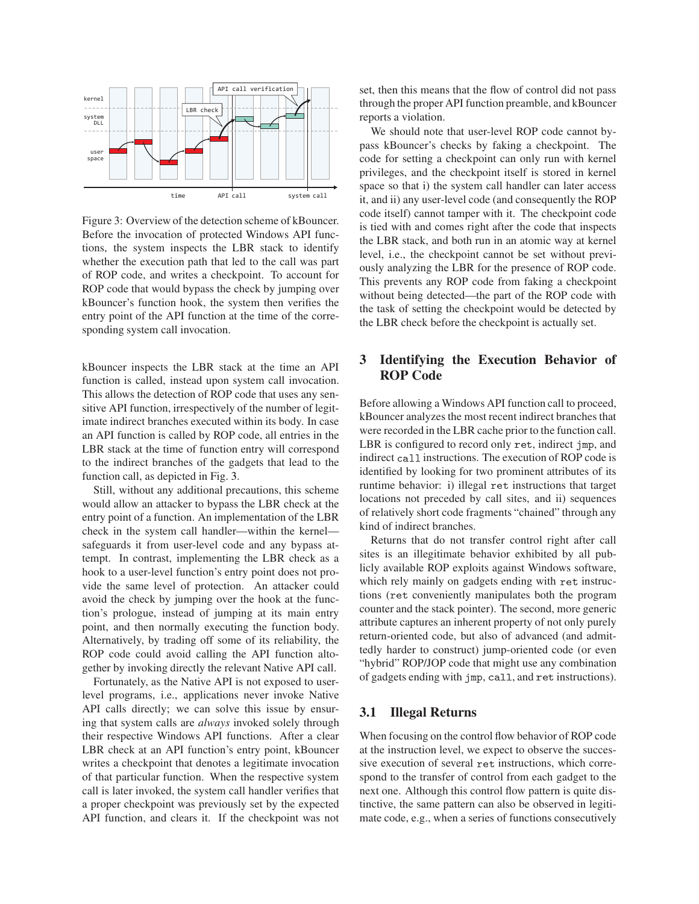Figure 3: Overview of the detection scheme of kBouncer. Before the invocation of protected Windows API functions, the system inspects the LBR stack to identify whether the execution path that led to the call was part of ROP code, and writes a checkpoint. To account for ROP code that would bypass the check by jumping over kBouncer's function hook, the system then verifies the entry point of the API function at the time of the corresponding system call invocation.

kBouncer inspects the LBR stack at the time an API function is called, instead upon system call invocation. This allows the detection of ROP code that uses any sensitive API function, irrespectively of the number of legitimate indirect branches executed within its body. In case an API function is called by ROP code, all entries in the LBR stack at the time of function entry will correspond to the indirect branches of the gadgets that lead to the function call, as depicted in Fig. 3.

Still, without any additional precautions, this scheme would allow an attacker to bypass the LBR check at the entry point of a function. An implementation of the LBR check in the system call handler—within the kernel—safeguards it from user-level code and any bypass attempt. In contrast, implementing the LBR check as a hook to a user-level function's entry point does not provide the same level of protection. An attacker could avoid the check by jumping over the hook at the function's prologue, instead of jumping at its main entry point, and then normally executing the function body. Alternatively, by trading off some of its reliability, the ROP code could avoid calling the API function altogether by invoking directly the relevant Native API call.

Fortunately, as the Native API is not exposed to user-level programs, i.e., applications never invoke Native API calls directly; we can solve this issue by ensuring that system calls are *always* invoked solely through their respective Windows API functions. After a clear LBR check at an API function's entry point, kBouncer writes a checkpoint that denotes a legitimate invocation of that particular function. When the respective system call is later invoked, the system call handler verifies that a proper checkpoint was previously set by the expected API function, and clears it. If the checkpoint was not set, then this means that the flow of control did not pass through the proper API function preamble, and kBouncer reports a violation.

We should note that user-level ROP code cannot bypass kBouncer's checks by faking a checkpoint. The code for setting a checkpoint can only run with kernel privileges, and the checkpoint itself is stored in kernel space so that i) the system call handler can later access it, and ii) any user-level code (and consequently the ROP code itself) cannot tamper with it. The checkpoint code is tied with and comes right after the code that inspects the LBR stack, and both run in an atomic way at kernel level, i.e., the checkpoint cannot be set without previously analyzing the LBR for the presence of ROP code. This prevents any ROP code from faking a checkpoint without being detected—the part of the ROP code with the task of setting the checkpoint would be detected by the LBR check before the checkpoint is actually set.

## 3 Identifying the Execution Behavior of ROP Code

Before allowing a Windows API function call to proceed, kBouncer analyzes the most recent indirect branches that were recorded in the LBR cache prior to the function call. LBR is configured to record only `ret`, indirect `jmp`, and indirect `call` instructions. The execution of ROP code is identified by looking for two prominent attributes of its runtime behavior: i) illegal `ret` instructions that target locations not preceded by call sites, and ii) sequences of relatively short code fragments "chained" through any kind of indirect branches.

Returns that do not transfer control right after call sites is an illegitimate behavior exhibited by all publicly available ROP exploits against Windows software, which rely mainly on gadgets ending with `ret` instructions (`ret` conveniently manipulates both the program counter and the stack pointer). The second, more generic attribute captures an inherent property of not only purely return-oriented code, but also of advanced (and admittedly harder to construct) jump-oriented code (or even "hybrid" ROP/JOP code that might use any combination of gadgets ending with `jmp`, `call`, and `ret` instructions).

### 3.1 Illegal Returns

When focusing on the control flow behavior of ROP code at the instruction level, we expect to observe the successive execution of several `ret` instructions, which correspond to the transfer of control from each gadget to the next one. Although this control flow pattern is quite distinctive, the same pattern can also be observed in legitimate code, e.g., when a series of functions consecutively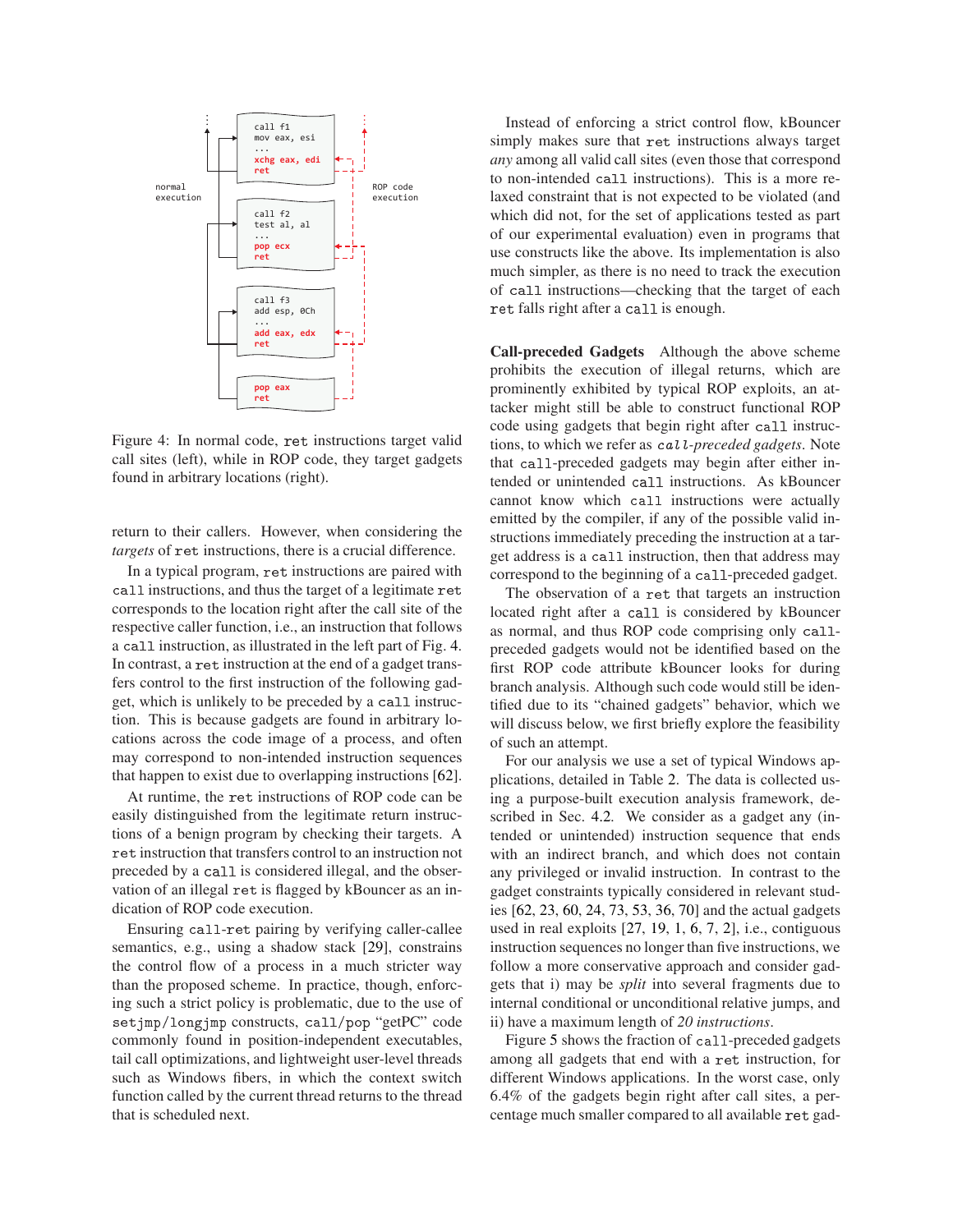```
call f1
mov eax, esi
...
xchg eax, edi
ret

call f2
test al, al
...
pop ecx
ret

call f3
add esp, 0Ch
...
add eax, edx
ret

pop eax
ret
```

normal execution — ROP code execution

Figure 4: In normal code, `ret` instructions target valid call sites (left), while in ROP code, they target gadgets found in arbitrary locations (right).

return to their callers. However, when considering the *targets* of `ret` instructions, there is a crucial difference.

In a typical program, `ret` instructions are paired with `call` instructions, and thus the target of a legitimate `ret` corresponds to the location right after the call site of the respective caller function, i.e., an instruction that follows a `call` instruction, as illustrated in the left part of Fig. 4. In contrast, a `ret` instruction at the end of a gadget transfers control to the first instruction of the following gadget, which is unlikely to be preceded by a `call` instruction. This is because gadgets are found in arbitrary locations across the code image of a process, and often may correspond to non-intended instruction sequences that happen to exist due to overlapping instructions [62].

At runtime, the `ret` instructions of ROP code can be easily distinguished from the legitimate return instructions of a benign program by checking their targets. A `ret` instruction that transfers control to an instruction not preceded by a `call` is considered illegal, and the observation of an illegal `ret` is flagged by kBouncer as an indication of ROP code execution.

Ensuring `call`-`ret` pairing by verifying caller-callee semantics, e.g., using a shadow stack [29], constrains the control flow of a process in a much stricter way than the proposed scheme. In practice, though, enforcing such a strict policy is problematic, due to the use of `setjmp`/`longjmp` constructs, `call`/`pop` "getPC" code commonly found in position-independent executables, tail call optimizations, and lightweight user-level threads such as Windows fibers, in which the context switch function called by the current thread returns to the thread that is scheduled next.

Instead of enforcing a strict control flow, kBouncer simply makes sure that `ret` instructions always target *any* among all valid call sites (even those that correspond to non-intended `call` instructions). This is a more relaxed constraint that is not expected to be violated (and which did not, for the set of applications tested as part of our experimental evaluation) even in programs that use constructs like the above. Its implementation is also much simpler, as there is no need to track the execution of `call` instructions—checking that the target of each `ret` falls right after a `call` is enough.

**Call-preceded Gadgets** Although the above scheme prohibits the execution of illegal returns, which are prominently exhibited by typical ROP exploits, an attacker might still be able to construct functional ROP code using gadgets that begin right after `call` instructions, to which we refer as *`call`-preceded gadgets*. Note that `call`-preceded gadgets may begin after either intended or unintended `call` instructions. As kBouncer cannot know which `call` instructions were actually emitted by the compiler, if any of the possible valid instructions immediately preceding the instruction at a target address is a `call` instruction, then that address may correspond to the beginning of a `call`-preceded gadget.

The observation of a `ret` that targets an instruction located right after a `call` is considered by kBouncer as normal, and thus ROP code comprising only `call`-preceded gadgets would not be identified based on the first ROP code attribute kBouncer looks for during branch analysis. Although such code would still be identified due to its "chained gadgets" behavior, which we will discuss below, we first briefly explore the feasibility of such an attempt.

For our analysis we use a set of typical Windows applications, detailed in Table 2. The data is collected using a purpose-built execution analysis framework, described in Sec. 4.2. We consider as a gadget any (intended or unintended) instruction sequence that ends with an indirect branch, and which does not contain any privileged or invalid instruction. In contrast to the gadget constraints typically considered in relevant studies [62, 23, 60, 24, 73, 53, 36, 70] and the actual gadgets used in real exploits [27, 19, 1, 6, 7, 2], i.e., contiguous instruction sequences no longer than five instructions, we follow a more conservative approach and consider gadgets that i) may be *split* into several fragments due to internal conditional or unconditional relative jumps, and ii) have a maximum length of *20 instructions*.

Figure 5 shows the fraction of `call`-preceded gadgets among all gadgets that end with a `ret` instruction, for different Windows applications. In the worst case, only 6.4% of the gadgets begin right after call sites, a percentage much smaller compared to all available `ret` gad-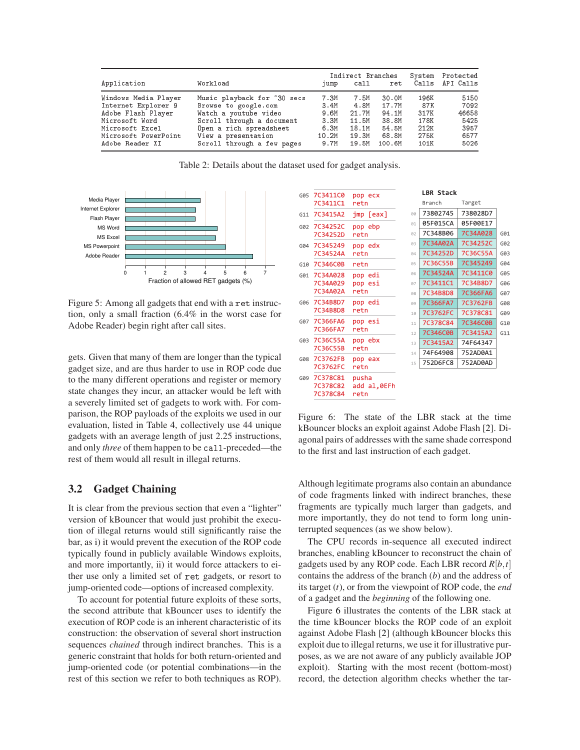| Application | Workload | Indirect Branches | | | System Calls | Protected API Calls |
|---|---|---|---|---|---|---|
| | | jump | call | ret | | |
| Windows Media Player | Music playback for ~30 secs | 7.3M | 7.5M | 30.0M | 196K | 5150 |
| Internet Explorer 9 | Browse to google.com | 3.4M | 4.8M | 17.7M | 87K | 7092 |
| Adobe Flash Player | Watch a youtube video | 9.6M | 21.7M | 94.1M | 317K | 46658 |
| Microsoft Word | Scroll through a document | 3.3M | 11.5M | 38.8M | 178K | 5425 |
| Microsoft Excel | Open a rich spreadsheet | 6.3M | 18.1M | 54.5M | 212K | 3957 |
| Microsoft PowerPoint | View a presentation | 10.2M | 19.3M | 68.8M | 275K | 6577 |
| Adobe Reader XI | Scroll through a few pages | 9.7M | 19.5M | 100.6M | 101K | 5026 |

Table 2: Details about the dataset used for gadget analysis.

Figure 5: Among all gadgets that end with a `ret` instruction, only a small fraction (6.4% in the worst case for Adobe Reader) begin right after call sites.

gets. Given that many of them are longer than the typical gadget size, and are thus harder to use in ROP code due to the many different operations and register or memory state changes they incur, an attacker would be left with a severely limited set of gadgets to work with. For comparison, the ROP payloads of the exploits we used in our evaluation, listed in Table 4, collectively use 44 unique gadgets with an average length of just 2.25 instructions, and only *three* of them happen to be `call`-preceded—the rest of them would all result in illegal returns.

## 3.2 Gadget Chaining

It is clear from the previous section that even a "lighter" version of kBouncer that would just prohibit the execution of illegal returns would still significantly raise the bar, as i) it would prevent the execution of the ROP code typically found in publicly available Windows exploits, and more importantly, ii) it would force attackers to either use only a limited set of `ret` gadgets, or resort to jump-oriented code—options of increased complexity.

To account for potential future exploits of these sorts, the second attribute that kBouncer uses to identify the execution of ROP code is an inherent characteristic of its construction: the observation of several short instruction sequences *chained* through indirect branches. This is a generic constraint that holds for both return-oriented and jump-oriented code (or potential combinations—in the rest of this section we refer to both techniques as ROP).

Figure 6: The state of the LBR stack at the time kBouncer blocks an exploit against Adobe Flash [2]. Diagonal pairs of addresses with the same shade correspond to the first and last instruction of each gadget.

Although legitimate programs also contain an abundance of code fragments linked with indirect branches, these fragments are typically much larger than gadgets, and more importantly, they do not tend to form long uninterrupted sequences (as we show below).

The CPU records in-sequence all executed indirect branches, enabling kBouncer to reconstruct the chain of gadgets used by any ROP code. Each LBR record $R[b,t]$ contains the address of the branch ($b$) and the address of its target ($t$), or from the viewpoint of ROP code, the *end* of a gadget and the *beginning* of the following one.

Figure 6 illustrates the contents of the LBR stack at the time kBouncer blocks the ROP code of an exploit against Adobe Flash [2] (although kBouncer blocks this exploit due to illegal returns, we use it for illustrative purposes, as we are not aware of any publicly available JOP exploit). Starting with the most recent (bottom-most) record, the detection algorithm checks whether the tar-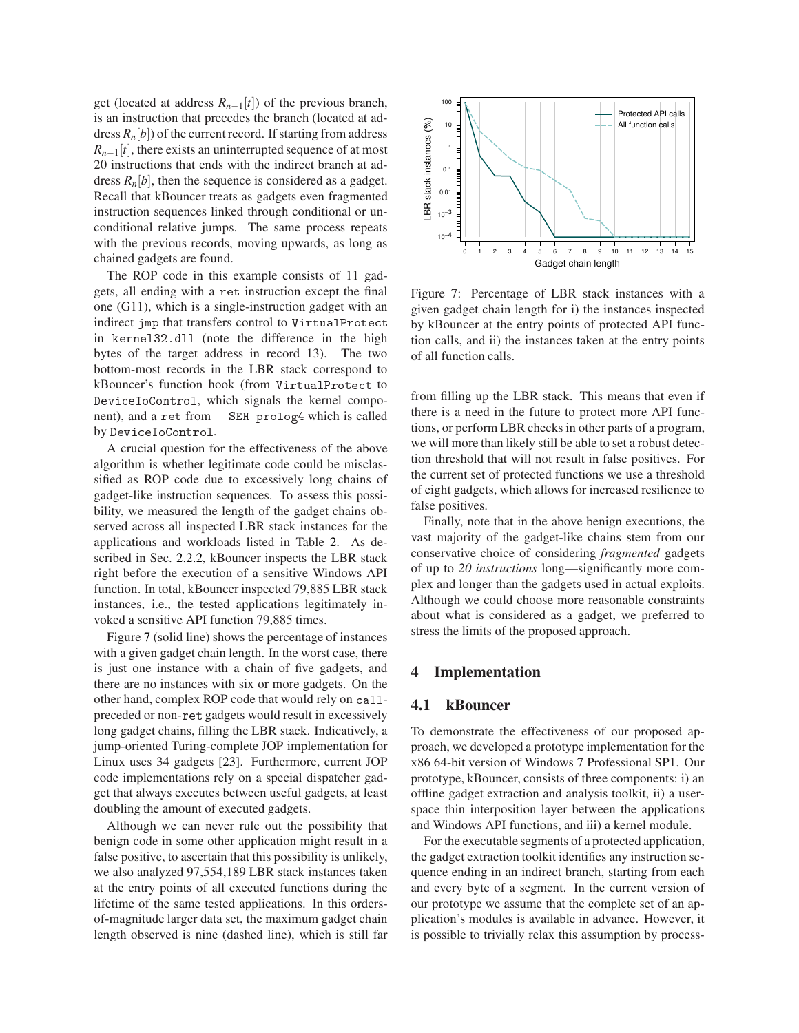get (located at address $R_{n-1}[t]$) of the previous branch, is an instruction that precedes the branch (located at address $R_n[b]$) of the current record. If starting from address $R_{n-1}[t]$, there exists an uninterrupted sequence of at most 20 instructions that ends with the indirect branch at address $R_n[b]$, then the sequence is considered as a gadget. Recall that kBouncer treats as gadgets even fragmented instruction sequences linked through conditional or unconditional relative jumps. The same process repeats with the previous records, moving upwards, as long as chained gadgets are found.

The ROP code in this example consists of 11 gadgets, all ending with a `ret` instruction except the final one (G11), which is a single-instruction gadget with an indirect `jmp` that transfers control to `VirtualProtect` in `kernel32.dll` (note the difference in the high bytes of the target address in record 13). The two bottom-most records in the LBR stack correspond to kBouncer's function hook (from `VirtualProtect` to `DeviceIoControl`, which signals the kernel component), and a `ret` from `__SEH_prolog4` which is called by `DeviceIoControl`.

A crucial question for the effectiveness of the above algorithm is whether legitimate code could be misclassified as ROP code due to excessively long chains of gadget-like instruction sequences. To assess this possibility, we measured the length of the gadget chains observed across all inspected LBR stack instances for the applications and workloads listed in Table 2. As described in Sec. 2.2.2, kBouncer inspects the LBR stack right before the execution of a sensitive Windows API function. In total, kBouncer inspected 79,885 LBR stack instances, i.e., the tested applications legitimately invoked a sensitive API function 79,885 times.

Figure 7 (solid line) shows the percentage of instances with a given gadget chain length. In the worst case, there is just one instance with a chain of five gadgets, and there are no instances with six or more gadgets. On the other hand, complex ROP code that would rely on `call`-preceded or non-`ret` gadgets would result in excessively long gadget chains, filling the LBR stack. Indicatively, a jump-oriented Turing-complete JOP implementation for Linux uses 34 gadgets [23]. Furthermore, current JOP code implementations rely on a special dispatcher gadget that always executes between useful gadgets, at least doubling the amount of executed gadgets.

Although we can never rule out the possibility that benign code in some other application might result in a false positive, to ascertain that this possibility is unlikely, we also analyzed 97,554,189 LBR stack instances taken at the entry points of all executed functions during the lifetime of the same tested applications. In this orders-of-magnitude larger data set, the maximum gadget chain length observed is nine (dashed line), which is still far from filling up the LBR stack. This means that even if there is a need in the future to protect more API functions, or perform LBR checks in other parts of a program, we will more than likely still be able to set a robust detection threshold that will not result in false positives. For the current set of protected functions we use a threshold of eight gadgets, which allows for increased resilience to false positives.

Figure 7: Percentage of LBR stack instances with a given gadget chain length for i) the instances inspected by kBouncer at the entry points of protected API function calls, and ii) the instances taken at the entry points of all function calls.

Finally, note that in the above benign executions, the vast majority of the gadget-like chains stem from our conservative choice of considering *fragmented* gadgets of up to *20 instructions* long—significantly more complex and longer than the gadgets used in actual exploits. Although we could choose more reasonable constraints about what is considered as a gadget, we preferred to stress the limits of the proposed approach.

# 4 Implementation

## 4.1 kBouncer

To demonstrate the effectiveness of our proposed approach, we developed a prototype implementation for the x86 64-bit version of Windows 7 Professional SP1. Our prototype, kBouncer, consists of three components: i) an offline gadget extraction and analysis toolkit, ii) a userspace thin interposition layer between the applications and Windows API functions, and iii) a kernel module.

For the executable segments of a protected application, the gadget extraction toolkit identifies any instruction sequence ending in an indirect branch, starting from each and every byte of a segment. In the current version of our prototype we assume that the complete set of an application's modules is available in advance. However, it is possible to trivially relax this assumption by process-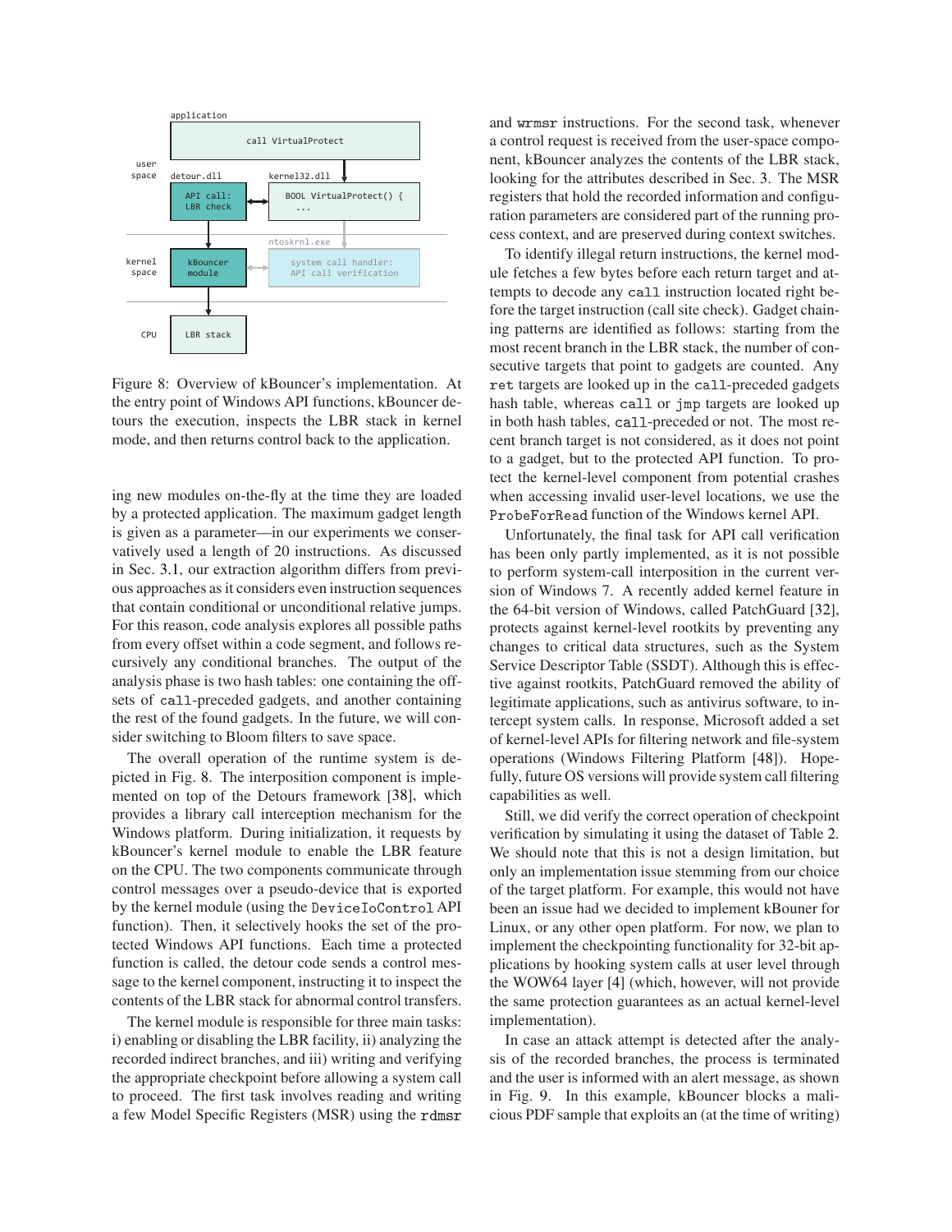Figure 8: Overview of kBouncer's implementation. At the entry point of Windows API functions, kBouncer detours the execution, inspects the LBR stack in kernel mode, and then returns control back to the application.

ing new modules on-the-fly at the time they are loaded by a protected application. The maximum gadget length is given as a parameter—in our experiments we conservatively used a length of 20 instructions. As discussed in Sec. 3.1, our extraction algorithm differs from previous approaches as it considers even instruction sequences that contain conditional or unconditional relative jumps. For this reason, code analysis explores all possible paths from every offset within a code segment, and follows recursively any conditional branches. The output of the analysis phase is two hash tables: one containing the offsets of `call`-preceded gadgets, and another containing the rest of the found gadgets. In the future, we will consider switching to Bloom filters to save space.

The overall operation of the runtime system is depicted in Fig. 8. The interposition component is implemented on top of the Detours framework [38], which provides a library call interception mechanism for the Windows platform. During initialization, it requests by kBouncer's kernel module to enable the LBR feature on the CPU. The two components communicate through control messages over a pseudo-device that is exported by the kernel module (using the `DeviceIoControl` API function). Then, it selectively hooks the set of the protected Windows API functions. Each time a protected function is called, the detour code sends a control message to the kernel component, instructing it to inspect the contents of the LBR stack for abnormal control transfers.

The kernel module is responsible for three main tasks: i) enabling or disabling the LBR facility, ii) analyzing the recorded indirect branches, and iii) writing and verifying the appropriate checkpoint before allowing a system call to proceed. The first task involves reading and writing a few Model Specific Registers (MSR) using the `rdmsr` and `wrmsr` instructions. For the second task, whenever a control request is received from the user-space component, kBouncer analyzes the contents of the LBR stack, looking for the attributes described in Sec. 3. The MSR registers that hold the recorded information and configuration parameters are considered part of the running process context, and are preserved during context switches.

To identify illegal return instructions, the kernel module fetches a few bytes before each return target and attempts to decode any `call` instruction located right before the target instruction (call site check). Gadget chaining patterns are identified as follows: starting from the most recent branch in the LBR stack, the number of consecutive targets that point to gadgets are counted. Any `ret` targets are looked up in the `call`-preceded gadgets hash table, whereas `call` or `jmp` targets are looked up in both hash tables, `call`-preceded or not. The most recent branch target is not considered, as it does not point to a gadget, but to the protected API function. To protect the kernel-level component from potential crashes when accessing invalid user-level locations, we use the `ProbeForRead` function of the Windows kernel API.

Unfortunately, the final task for API call verification has been only partly implemented, as it is not possible to perform system-call interposition in the current version of Windows 7. A recently added kernel feature in the 64-bit version of Windows, called PatchGuard [32], protects against kernel-level rootkits by preventing any changes to critical data structures, such as the System Service Descriptor Table (SSDT). Although this is effective against rootkits, PatchGuard removed the ability of legitimate applications, such as antivirus software, to intercept system calls. In response, Microsoft added a set of kernel-level APIs for filtering network and file-system operations (Windows Filtering Platform [48]). Hopefully, future OS versions will provide system call filtering capabilities as well.

Still, we did verify the correct operation of checkpoint verification by simulating it using the dataset of Table 2. We should note that this is not a design limitation, but only an implementation issue stemming from our choice of the target platform. For example, this would not have been an issue had we decided to implement kBouner for Linux, or any other open platform. For now, we plan to implement the checkpointing functionality for 32-bit applications by hooking system calls at user level through the WOW64 layer [4] (which, however, will not provide the same protection guarantees as an actual kernel-level implementation).

In case an attack attempt is detected after the analysis of the recorded branches, the process is terminated and the user is informed with an alert message, as shown in Fig. 9. In this example, kBouncer blocks a malicious PDF sample that exploits an (at the time of writing)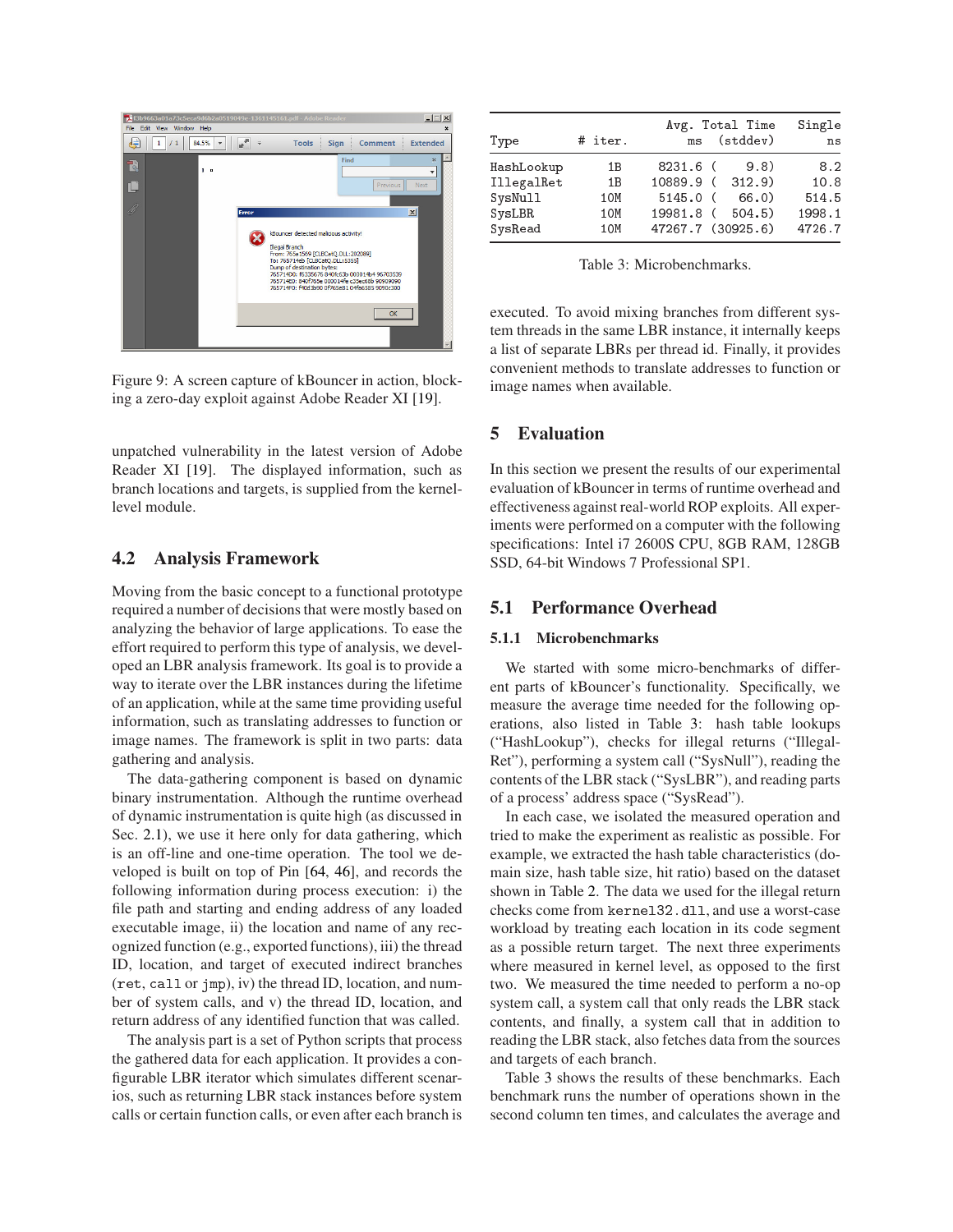Figure 9: A screen capture of kBouncer in action, blocking a zero-day exploit against Adobe Reader XI [19].

unpatched vulnerability in the latest version of Adobe Reader XI [19]. The displayed information, such as branch locations and targets, is supplied from the kernel-level module.

### 4.2 Analysis Framework

Moving from the basic concept to a functional prototype required a number of decisions that were mostly based on analyzing the behavior of large applications. To ease the effort required to perform this type of analysis, we developed an LBR analysis framework. Its goal is to provide a way to iterate over the LBR instances during the lifetime of an application, while at the same time providing useful information, such as translating addresses to function or image names. The framework is split in two parts: data gathering and analysis.

The data-gathering component is based on dynamic binary instrumentation. Although the runtime overhead of dynamic instrumentation is quite high (as discussed in Sec. 2.1), we use it here only for data gathering, which is an off-line and one-time operation. The tool we developed is built on top of Pin [64, 46], and records the following information during process execution: i) the file path and starting and ending address of any loaded executable image, ii) the location and name of any recognized function (e.g., exported functions), iii) the thread ID, location, and target of executed indirect branches (`ret`, `call` or `jmp`), iv) the thread ID, location, and number of system calls, and v) the thread ID, location, and return address of any identified function that was called.

The analysis part is a set of Python scripts that process the gathered data for each application. It provides a configurable LBR iterator which simulates different scenarios, such as returning LBR stack instances before system calls or certain function calls, or even after each branch is executed. To avoid mixing branches from different system threads in the same LBR instance, it internally keeps a list of separate LBRs per thread id. Finally, it provides convenient methods to translate addresses to function or image names when available.

| Type | # iter. | Avg. Total Time ms (stddev) | Single ns |
|---|---|---|---|
| HashLookup | 1B | 8231.6 (9.8) | 8.2 |
| IllegalRet | 1B | 10889.9 (312.9) | 10.8 |
| SysNull | 10M | 5145.0 (66.0) | 514.5 |
| SysLBR | 10M | 19981.8 (504.5) | 1998.1 |
| SysRead | 10M | 47267.7 (30925.6) | 4726.7 |

Table 3: Microbenchmarks.

## 5 Evaluation

In this section we present the results of our experimental evaluation of kBouncer in terms of runtime overhead and effectiveness against real-world ROP exploits. All experiments were performed on a computer with the following specifications: Intel i7 2600S CPU, 8GB RAM, 128GB SSD, 64-bit Windows 7 Professional SP1.

### 5.1 Performance Overhead

#### 5.1.1 Microbenchmarks

We started with some micro-benchmarks of different parts of kBouncer's functionality. Specifically, we measure the average time needed for the following operations, also listed in Table 3: hash table lookups ("HashLookup"), checks for illegal returns ("IllegalRet"), performing a system call ("SysNull"), reading the contents of the LBR stack ("SysLBR"), and reading parts of a process' address space ("SysRead").

In each case, we isolated the measured operation and tried to make the experiment as realistic as possible. For example, we extracted the hash table characteristics (domain size, hash table size, hit ratio) based on the dataset shown in Table 2. The data we used for the illegal return checks come from `kernel32.dll`, and use a worst-case workload by treating each location in its code segment as a possible return target. The next three experiments where measured in kernel level, as opposed to the first two. We measured the time needed to perform a no-op system call, a system call that only reads the LBR stack contents, and finally, a system call that in addition to reading the LBR stack, also fetches data from the sources and targets of each branch.

Table 3 shows the results of these benchmarks. Each benchmark runs the number of operations shown in the second column ten times, and calculates the average and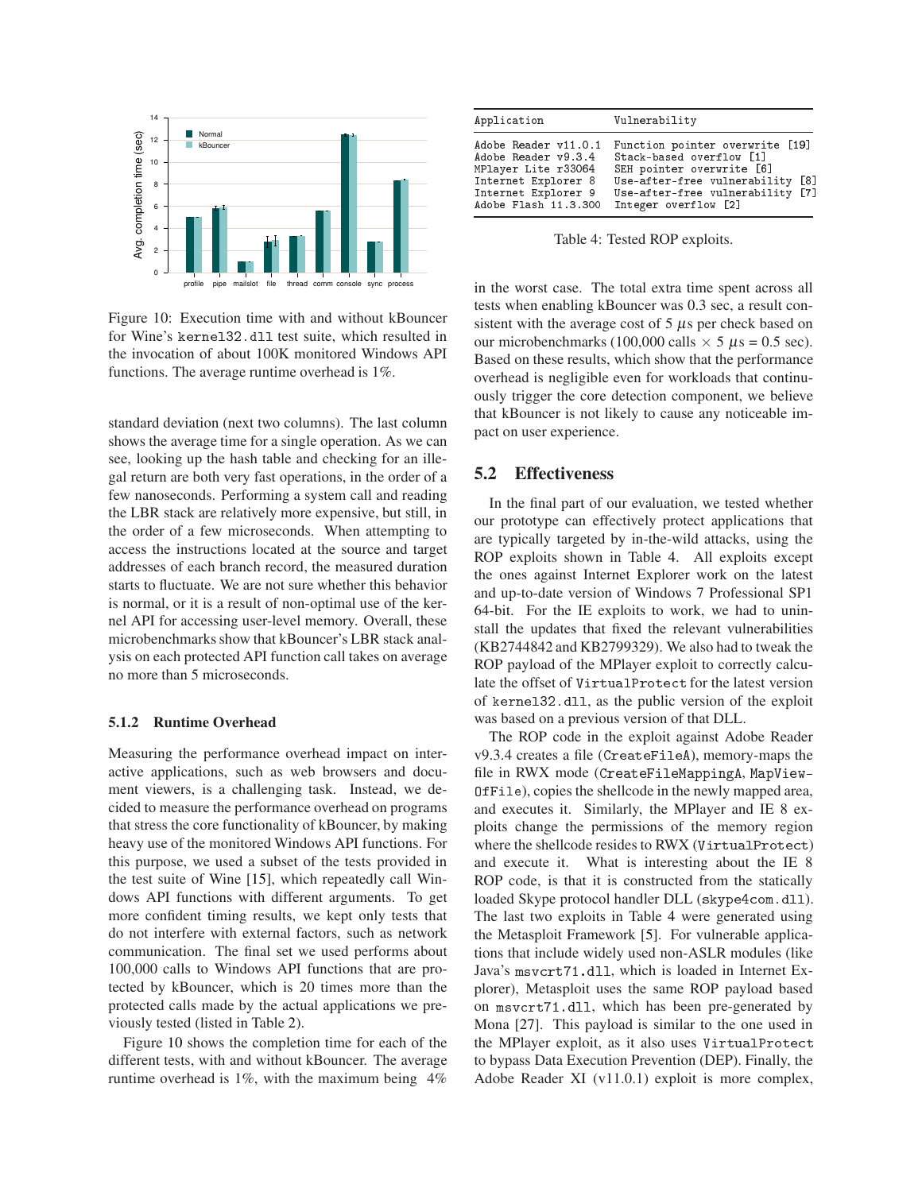Figure 10: Execution time with and without kBouncer for Wine's `kernel32.dll` test suite, which resulted in the invocation of about 100K monitored Windows API functions. The average runtime overhead is 1%.

standard deviation (next two columns). The last column shows the average time for a single operation. As we can see, looking up the hash table and checking for an illegal return are both very fast operations, in the order of a few nanoseconds. Performing a system call and reading the LBR stack are relatively more expensive, but still, in the order of a few microseconds. When attempting to access the instructions located at the source and target addresses of each branch record, the measured duration starts to fluctuate. We are not sure whether this behavior is normal, or it is a result of non-optimal use of the kernel API for accessing user-level memory. Overall, these microbenchmarks show that kBouncer's LBR stack analysis on each protected API function call takes on average no more than 5 microseconds.

### 5.1.2 Runtime Overhead

Measuring the performance overhead impact on interactive applications, such as web browsers and document viewers, is a challenging task. Instead, we decided to measure the performance overhead on programs that stress the core functionality of kBouncer, by making heavy use of the monitored Windows API functions. For this purpose, we used a subset of the tests provided in the test suite of Wine [15], which repeatedly call Windows API functions with different arguments. To get more confident timing results, we kept only tests that do not interfere with external factors, such as network communication. The final set we used performs about 100,000 calls to Windows API functions that are protected by kBouncer, which is 20 times more than the protected calls made by the actual applications we previously tested (listed in Table 2).

Figure 10 shows the completion time for each of the different tests, with and without kBouncer. The average runtime overhead is 1%, with the maximum being 4% in the worst case. The total extra time spent across all tests when enabling kBouncer was 0.3 sec, a result consistent with the average cost of 5 $\mu$s per check based on our microbenchmarks (100,000 calls $\times$ 5 $\mu$s = 0.5 sec). Based on these results, which show that the performance overhead is negligible even for workloads that continuously trigger the core detection component, we believe that kBouncer is not likely to cause any noticeable impact on user experience.

| Application | Vulnerability |
|---|---|
| Adobe Reader v11.0.1 | Function pointer overwrite [19] |
| Adobe Reader v9.3.4 | Stack-based overflow [1] |
| MPlayer Lite r33064 | SEH pointer overwrite [6] |
| Internet Explorer 8 | Use-after-free vulnerability [8] |
| Internet Explorer 9 | Use-after-free vulnerability [7] |
| Adobe Flash 11.3.300 | Integer overflow [2] |

Table 4: Tested ROP exploits.

## 5.2 Effectiveness

In the final part of our evaluation, we tested whether our prototype can effectively protect applications that are typically targeted by in-the-wild attacks, using the ROP exploits shown in Table 4. All exploits except the ones against Internet Explorer work on the latest and up-to-date version of Windows 7 Professional SP1 64-bit. For the IE exploits to work, we had to uninstall the updates that fixed the relevant vulnerabilities (KB2744842 and KB2799329). We also had to tweak the ROP payload of the MPlayer exploit to correctly calculate the offset of `VirtualProtect` for the latest version of `kernel32.dll`, as the public version of the exploit was based on a previous version of that DLL.

The ROP code in the exploit against Adobe Reader v9.3.4 creates a file (`CreateFileA`), memory-maps the file in RWX mode (`CreateFileMappingA`, `MapViewOfFile`), copies the shellcode in the newly mapped area, and executes it. Similarly, the MPlayer and IE 8 exploits change the permissions of the memory region where the shellcode resides to RWX (`VirtualProtect`) and execute it. What is interesting about the IE 8 ROP code, is that it is constructed from the statically loaded Skype protocol handler DLL (`skype4com.dll`). The last two exploits in Table 4 were generated using the Metasploit Framework [5]. For vulnerable applications that include widely used non-ASLR modules (like Java's `msvcrt71.dll`, which is loaded in Internet Explorer), Metasploit uses the same ROP payload based on `msvcrt71.dll`, which has been pre-generated by Mona [27]. This payload is similar to the one used in the MPlayer exploit, as it also uses `VirtualProtect` to bypass Data Execution Prevention (DEP). Finally, the Adobe Reader XI (v11.0.1) exploit is more complex,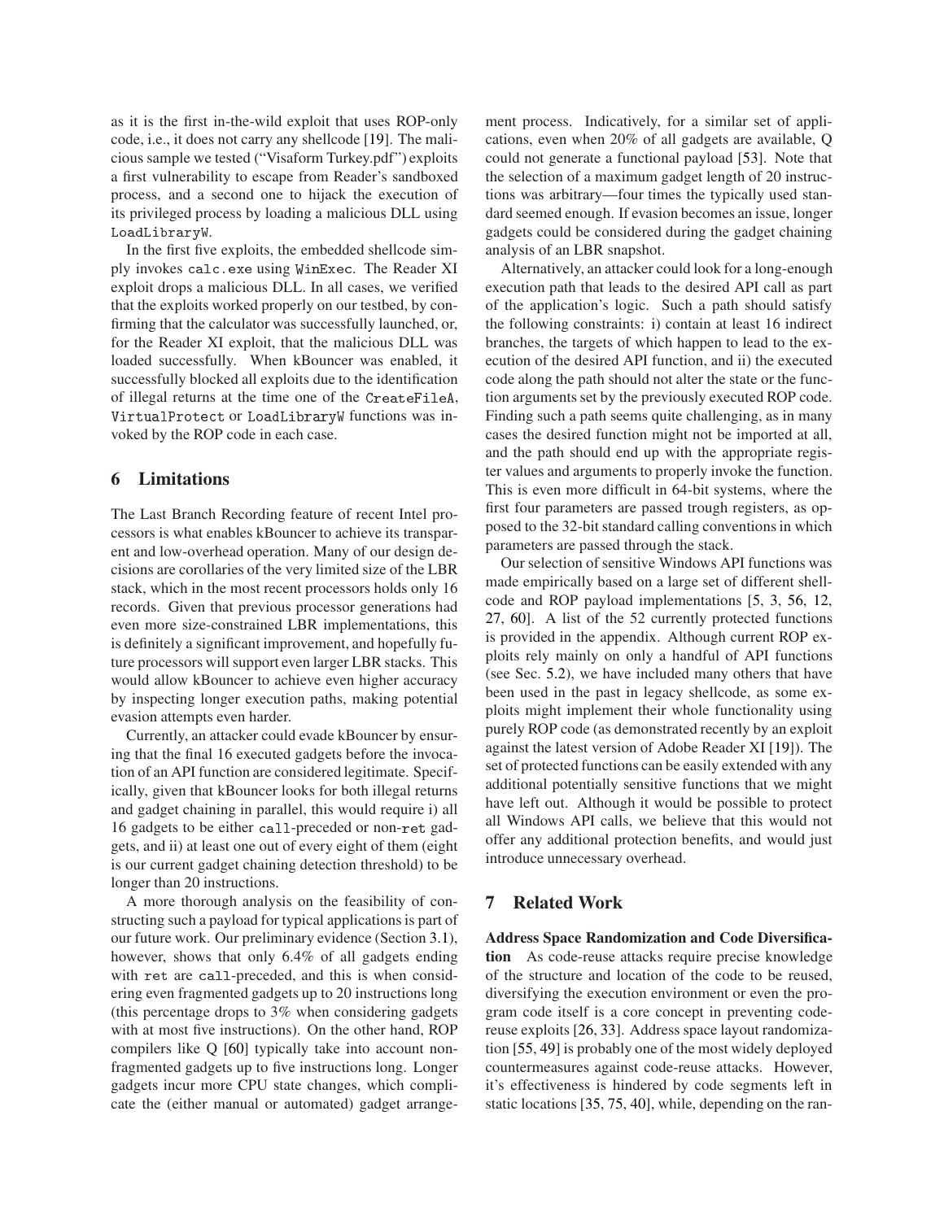as it is the first in-the-wild exploit that uses ROP-only code, i.e., it does not carry any shellcode [19]. The malicious sample we tested ("Visaform Turkey.pdf") exploits a first vulnerability to escape from Reader's sandboxed process, and a second one to hijack the execution of its privileged process by loading a malicious DLL using `LoadLibraryW`.

In the first five exploits, the embedded shellcode simply invokes `calc.exe` using `WinExec`. The Reader XI exploit drops a malicious DLL. In all cases, we verified that the exploits worked properly on our testbed, by confirming that the calculator was successfully launched, or, for the Reader XI exploit, that the malicious DLL was loaded successfully. When kBouncer was enabled, it successfully blocked all exploits due to the identification of illegal returns at the time one of the `CreateFileA`, `VirtualProtect` or `LoadLibraryW` functions was invoked by the ROP code in each case.

## 6 Limitations

The Last Branch Recording feature of recent Intel processors is what enables kBouncer to achieve its transparent and low-overhead operation. Many of our design decisions are corollaries of the very limited size of the LBR stack, which in the most recent processors holds only 16 records. Given that previous processor generations had even more size-constrained LBR implementations, this is definitely a significant improvement, and hopefully future processors will support even larger LBR stacks. This would allow kBouncer to achieve even higher accuracy by inspecting longer execution paths, making potential evasion attempts even harder.

Currently, an attacker could evade kBouncer by ensuring that the final 16 executed gadgets before the invocation of an API function are considered legitimate. Specifically, given that kBouncer looks for both illegal returns and gadget chaining in parallel, this would require i) all 16 gadgets to be either `call`-preceded or non-`ret` gadgets, and ii) at least one out of every eight of them (eight is our current gadget chaining detection threshold) to be longer than 20 instructions.

A more thorough analysis on the feasibility of constructing such a payload for typical applications is part of our future work. Our preliminary evidence (Section 3.1), however, shows that only 6.4% of all gadgets ending with `ret` are `call`-preceded, and this is when considering even fragmented gadgets up to 20 instructions long (this percentage drops to 3% when considering gadgets with at most five instructions). On the other hand, ROP compilers like Q [60] typically take into account non-fragmented gadgets up to five instructions long. Longer gadgets incur more CPU state changes, which complicate the (either manual or automated) gadget arrangement process. Indicatively, for a similar set of applications, even when 20% of all gadgets are available, Q could not generate a functional payload [53]. Note that the selection of a maximum gadget length of 20 instructions was arbitrary—four times the typically used standard seemed enough. If evasion becomes an issue, longer gadgets could be considered during the gadget chaining analysis of an LBR snapshot.

Alternatively, an attacker could look for a long-enough execution path that leads to the desired API call as part of the application's logic. Such a path should satisfy the following constraints: i) contain at least 16 indirect branches, the targets of which happen to lead to the execution of the desired API function, and ii) the executed code along the path should not alter the state or the function arguments set by the previously executed ROP code. Finding such a path seems quite challenging, as in many cases the desired function might not be imported at all, and the path should end up with the appropriate register values and arguments to properly invoke the function. This is even more difficult in 64-bit systems, where the first four parameters are passed trough registers, as opposed to the 32-bit standard calling conventions in which parameters are passed through the stack.

Our selection of sensitive Windows API functions was made empirically based on a large set of different shellcode and ROP payload implementations [5, 3, 56, 12, 27, 60]. A list of the 52 currently protected functions is provided in the appendix. Although current ROP exploits rely mainly on only a handful of API functions (see Sec. 5.2), we have included many others that have been used in the past in legacy shellcode, as some exploits might implement their whole functionality using purely ROP code (as demonstrated recently by an exploit against the latest version of Adobe Reader XI [19]). The set of protected functions can be easily extended with any additional potentially sensitive functions that we might have left out. Although it would be possible to protect all Windows API calls, we believe that this would not offer any additional protection benefits, and would just introduce unnecessary overhead.

## 7 Related Work

**Address Space Randomization and Code Diversification** As code-reuse attacks require precise knowledge of the structure and location of the code to be reused, diversifying the execution environment or even the program code itself is a core concept in preventing code-reuse exploits [26, 33]. Address space layout randomization [55, 49] is probably one of the most widely deployed countermeasures against code-reuse attacks. However, it's effectiveness is hindered by code segments left in static locations [35, 75, 40], while, depending on the ran-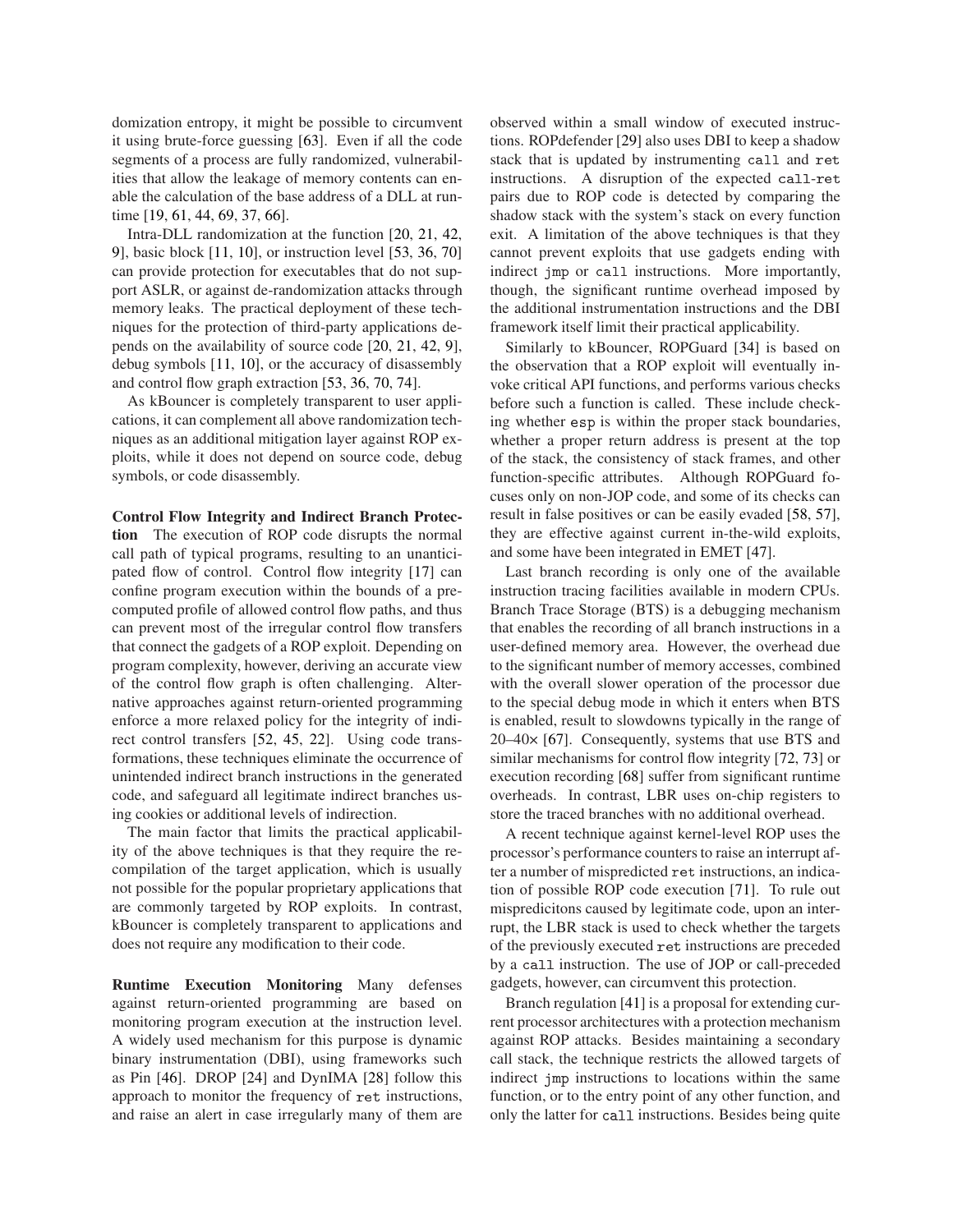domization entropy, it might be possible to circumvent it using brute-force guessing [63]. Even if all the code segments of a process are fully randomized, vulnerabilities that allow the leakage of memory contents can enable the calculation of the base address of a DLL at runtime [19, 61, 44, 69, 37, 66].

Intra-DLL randomization at the function [20, 21, 42, 9], basic block [11, 10], or instruction level [53, 36, 70] can provide protection for executables that do not support ASLR, or against de-randomization attacks through memory leaks. The practical deployment of these techniques for the protection of third-party applications depends on the availability of source code [20, 21, 42, 9], debug symbols [11, 10], or the accuracy of disassembly and control flow graph extraction [53, 36, 70, 74].

As kBouncer is completely transparent to user applications, it can complement all above randomization techniques as an additional mitigation layer against ROP exploits, while it does not depend on source code, debug symbols, or code disassembly.

**Control Flow Integrity and Indirect Branch Protection** The execution of ROP code disrupts the normal call path of typical programs, resulting to an unanticipated flow of control. Control flow integrity [17] can confine program execution within the bounds of a precomputed profile of allowed control flow paths, and thus can prevent most of the irregular control flow transfers that connect the gadgets of a ROP exploit. Depending on program complexity, however, deriving an accurate view of the control flow graph is often challenging. Alternative approaches against return-oriented programming enforce a more relaxed policy for the integrity of indirect control transfers [52, 45, 22]. Using code transformations, these techniques eliminate the occurrence of unintended indirect branch instructions in the generated code, and safeguard all legitimate indirect branches using cookies or additional levels of indirection.

The main factor that limits the practical applicability of the above techniques is that they require the recompilation of the target application, which is usually not possible for the popular proprietary applications that are commonly targeted by ROP exploits. In contrast, kBouncer is completely transparent to applications and does not require any modification to their code.

**Runtime Execution Monitoring** Many defenses against return-oriented programming are based on monitoring program execution at the instruction level. A widely used mechanism for this purpose is dynamic binary instrumentation (DBI), using frameworks such as Pin [46]. DROP [24] and DynIMA [28] follow this approach to monitor the frequency of `ret` instructions, and raise an alert in case irregularly many of them are observed within a small window of executed instructions. ROPdefender [29] also uses DBI to keep a shadow stack that is updated by instrumenting `call` and `ret` instructions. A disruption of the expected `call`-`ret` pairs due to ROP code is detected by comparing the shadow stack with the system's stack on every function exit. A limitation of the above techniques is that they cannot prevent exploits that use gadgets ending with indirect `jmp` or `call` instructions. More importantly, though, the significant runtime overhead imposed by the additional instrumentation instructions and the DBI framework itself limit their practical applicability.

Similarly to kBouncer, ROPGuard [34] is based on the observation that a ROP exploit will eventually invoke critical API functions, and performs various checks before such a function is called. These include checking whether `esp` is within the proper stack boundaries, whether a proper return address is present at the top of the stack, the consistency of stack frames, and other function-specific attributes. Although ROPGuard focuses only on non-JOP code, and some of its checks can result in false positives or can be easily evaded [58, 57], they are effective against current in-the-wild exploits, and some have been integrated in EMET [47].

Last branch recording is only one of the available instruction tracing facilities available in modern CPUs. Branch Trace Storage (BTS) is a debugging mechanism that enables the recording of all branch instructions in a user-defined memory area. However, the overhead due to the significant number of memory accesses, combined with the overall slower operation of the processor due to the special debug mode in which it enters when BTS is enabled, result to slowdowns typically in the range of 20–40× [67]. Consequently, systems that use BTS and similar mechanisms for control flow integrity [72, 73] or execution recording [68] suffer from significant runtime overheads. In contrast, LBR uses on-chip registers to store the traced branches with no additional overhead.

A recent technique against kernel-level ROP uses the processor's performance counters to raise an interrupt after a number of mispredicted `ret` instructions, an indication of possible ROP code execution [71]. To rule out mispredicitons caused by legitimate code, upon an interrupt, the LBR stack is used to check whether the targets of the previously executed `ret` instructions are preceded by a `call` instruction. The use of JOP or call-preceded gadgets, however, can circumvent this protection.

Branch regulation [41] is a proposal for extending current processor architectures with a protection mechanism against ROP attacks. Besides maintaining a secondary call stack, the technique restricts the allowed targets of indirect `jmp` instructions to locations within the same function, or to the entry point of any other function, and only the latter for `call` instructions. Besides being quite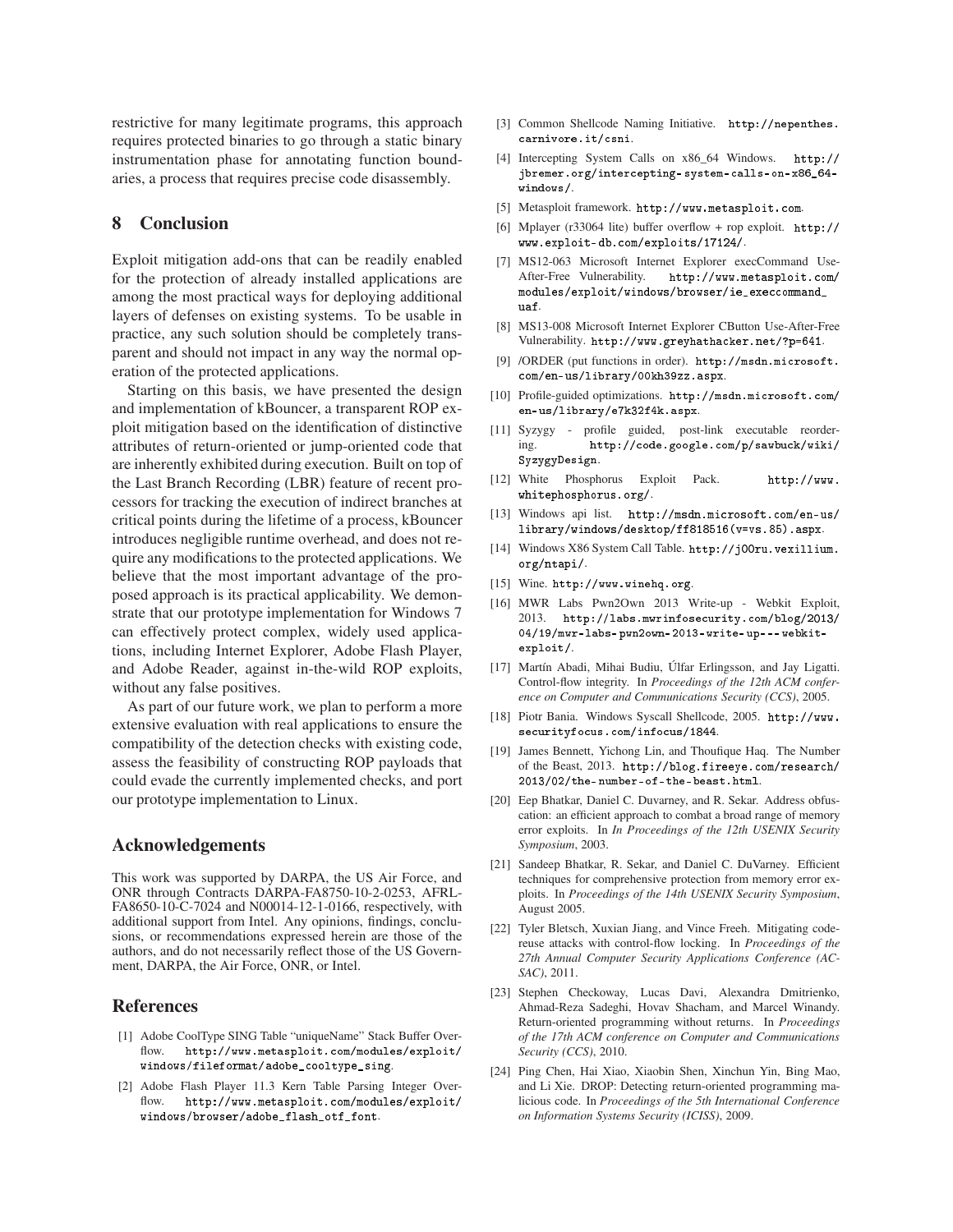restrictive for many legitimate programs, this approach requires protected binaries to go through a static binary instrumentation phase for annotating function boundaries, a process that requires precise code disassembly.

## 8 Conclusion

Exploit mitigation add-ons that can be readily enabled for the protection of already installed applications are among the most practical ways for deploying additional layers of defenses on existing systems. To be usable in practice, any such solution should be completely transparent and should not impact in any way the normal operation of the protected applications.

Starting on this basis, we have presented the design and implementation of kBouncer, a transparent ROP exploit mitigation based on the identification of distinctive attributes of return-oriented or jump-oriented code that are inherently exhibited during execution. Built on top of the Last Branch Recording (LBR) feature of recent processors for tracking the execution of indirect branches at critical points during the lifetime of a process, kBouncer introduces negligible runtime overhead, and does not require any modifications to the protected applications. We believe that the most important advantage of the proposed approach is its practical applicability. We demonstrate that our prototype implementation for Windows 7 can effectively protect complex, widely used applications, including Internet Explorer, Adobe Flash Player, and Adobe Reader, against in-the-wild ROP exploits, without any false positives.

As part of our future work, we plan to perform a more extensive evaluation with real applications to ensure the compatibility of the detection checks with existing code, assess the feasibility of constructing ROP payloads that could evade the currently implemented checks, and port our prototype implementation to Linux.

## Acknowledgements

This work was supported by DARPA, the US Air Force, and ONR through Contracts DARPA-FA8750-10-2-0253, AFRL-FA8650-10-C-7024 and N00014-12-1-0166, respectively, with additional support from Intel. Any opinions, findings, conclusions, or recommendations expressed herein are those of the authors, and do not necessarily reflect those of the US Government, DARPA, the Air Force, ONR, or Intel.

## References

[1] Adobe CoolType SING Table "uniqueName" Stack Buffer Overflow. http://www.metasploit.com/modules/exploit/windows/fileformat/adobe_cooltype_sing.

[2] Adobe Flash Player 11.3 Kern Table Parsing Integer Overflow. http://www.metasploit.com/modules/exploit/windows/browser/adobe_flash_otf_font.

[3] Common Shellcode Naming Initiative. http://nepenthes.carnivore.it/csni.

[4] Intercepting System Calls on x86_64 Windows. http://jbremer.org/intercepting-system-calls-on-x86_64-windows/.

[5] Metasploit framework. http://www.metasploit.com.

[6] Mplayer (r33064 lite) buffer overflow + rop exploit. http://www.exploit-db.com/exploits/17124/.

[7] MS12-063 Microsoft Internet Explorer execCommand Use-After-Free Vulnerability. http://www.metasploit.com/modules/exploit/windows/browser/ie_execcommand_uaf.

[8] MS13-008 Microsoft Internet Explorer CButton Use-After-Free Vulnerability. http://www.greyhathacker.net/?p=641.

[9] /ORDER (put functions in order). http://msdn.microsoft.com/en-us/library/00kh39zz.aspx.

[10] Profile-guided optimizations. http://msdn.microsoft.com/en-us/library/e7k32f4k.aspx.

[11] Syzygy - profile guided, post-link executable reordering. http://code.google.com/p/sawbuck/wiki/SyzygyDesign.

[12] White Phosphorus Exploit Pack. http://www.whitephosphorus.org/.

[13] Windows api list. http://msdn.microsoft.com/en-us/library/windows/desktop/ff818516(v=vs.85).aspx.

[14] Windows X86 System Call Table. http://j00ru.vexillium.org/ntapi/.

[15] Wine. http://www.winehq.org.

[16] MWR Labs Pwn2Own 2013 Write-up - Webkit Exploit, 2013. http://labs.mwrinfosecurity.com/blog/2013/04/19/mwr-labs-pwn2own-2013-write-up---webkit-exploit/.

[17] Martín Abadi, Mihai Budiu, Úlfar Erlingsson, and Jay Ligatti. Control-flow integrity. In *Proceedings of the 12th ACM conference on Computer and Communications Security (CCS)*, 2005.

[18] Piotr Bania. Windows Syscall Shellcode, 2005. http://www.securityfocus.com/infocus/1844.

[19] James Bennett, Yichong Lin, and Thoufique Haq. The Number of the Beast, 2013. http://blog.fireeye.com/research/2013/02/the-number-of-the-beast.html.

[20] Eep Bhatkar, Daniel C. Duvarney, and R. Sekar. Address obfuscation: an efficient approach to combat a broad range of memory error exploits. In *In Proceedings of the 12th USENIX Security Symposium*, 2003.

[21] Sandeep Bhatkar, R. Sekar, and Daniel C. DuVarney. Efficient techniques for comprehensive protection from memory error exploits. In *Proceedings of the 14th USENIX Security Symposium*, August 2005.

[22] Tyler Bletsch, Xuxian Jiang, and Vince Freeh. Mitigating code-reuse attacks with control-flow locking. In *Proceedings of the 27th Annual Computer Security Applications Conference (ACSAC)*, 2011.

[23] Stephen Checkoway, Lucas Davi, Alexandra Dmitrienko, Ahmad-Reza Sadeghi, Hovav Shacham, and Marcel Winandy. Return-oriented programming without returns. In *Proceedings of the 17th ACM conference on Computer and Communications Security (CCS)*, 2010.

[24] Ping Chen, Hai Xiao, Xiaobin Shen, Xinchun Yin, Bing Mao, and Li Xie. DROP: Detecting return-oriented programming malicious code. In *Proceedings of the 5th International Conference on Information Systems Security (ICISS)*, 2009.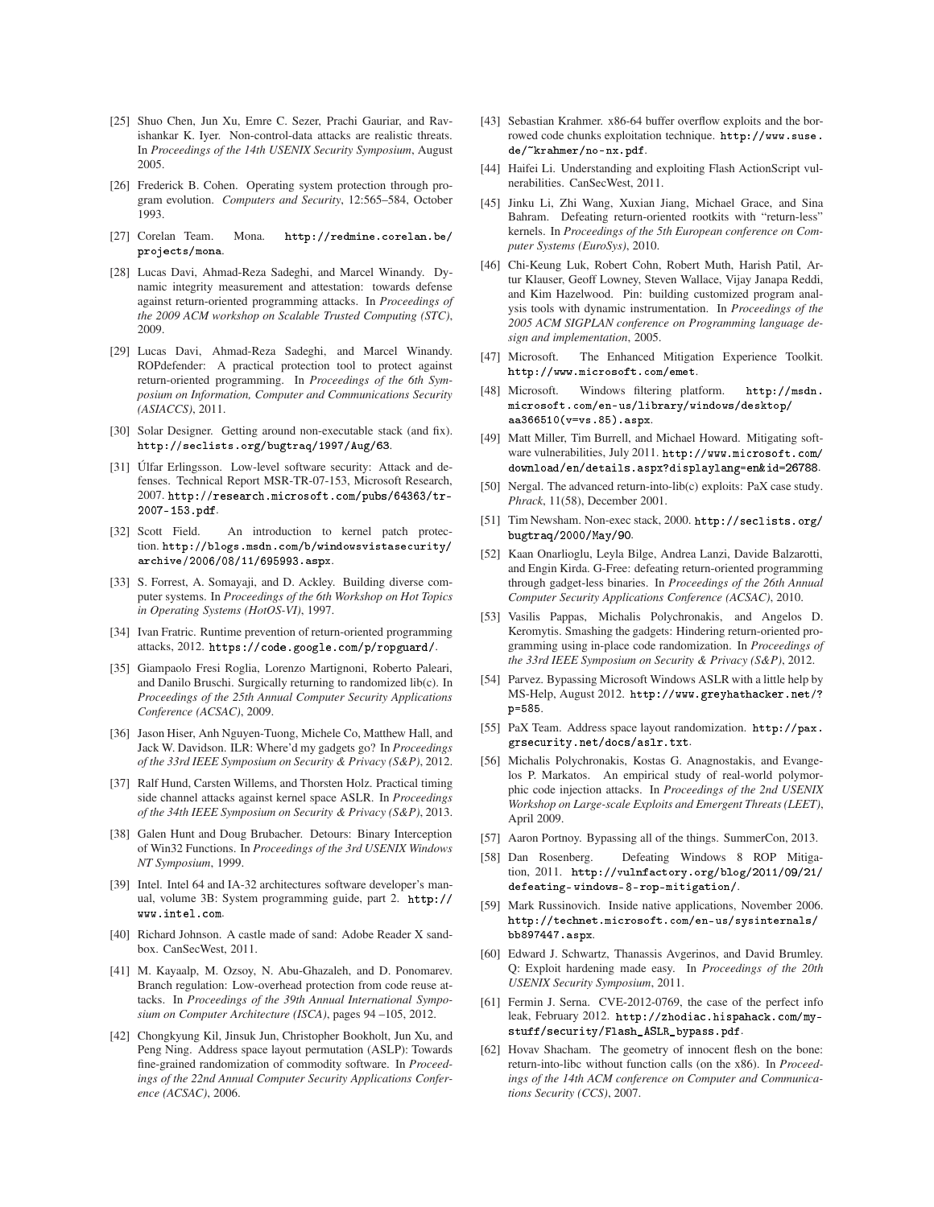[25] Shuo Chen, Jun Xu, Emre C. Sezer, Prachi Gauriar, and Ravishankar K. Iyer. Non-control-data attacks are realistic threats. In *Proceedings of the 14th USENIX Security Symposium*, August 2005.

[26] Frederick B. Cohen. Operating system protection through program evolution. *Computers and Security*, 12:565–584, October 1993.

[27] Corelan Team. Mona. `http://redmine.corelan.be/projects/mona`.

[28] Lucas Davi, Ahmad-Reza Sadeghi, and Marcel Winandy. Dynamic integrity measurement and attestation: towards defense against return-oriented programming attacks. In *Proceedings of the 2009 ACM workshop on Scalable Trusted Computing (STC)*, 2009.

[29] Lucas Davi, Ahmad-Reza Sadeghi, and Marcel Winandy. ROPdefender: A practical protection tool to protect against return-oriented programming. In *Proceedings of the 6th Symposium on Information, Computer and Communications Security (ASIACCS)*, 2011.

[30] Solar Designer. Getting around non-executable stack (and fix). `http://seclists.org/bugtraq/1997/Aug/63`.

[31] Úlfar Erlingsson. Low-level software security: Attack and defenses. Technical Report MSR-TR-07-153, Microsoft Research, 2007. `http://research.microsoft.com/pubs/64363/tr-2007-153.pdf`.

[32] Scott Field. An introduction to kernel patch protection. `http://blogs.msdn.com/b/windowsvistasecurity/archive/2006/08/11/695993.aspx`.

[33] S. Forrest, A. Somayaji, and D. Ackley. Building diverse computer systems. In *Proceedings of the 6th Workshop on Hot Topics in Operating Systems (HotOS-VI)*, 1997.

[34] Ivan Fratric. Runtime prevention of return-oriented programming attacks, 2012. `https://code.google.com/p/ropguard/`.

[35] Giampaolo Fresi Roglia, Lorenzo Martignoni, Roberto Paleari, and Danilo Bruschi. Surgically returning to randomized lib(c). In *Proceedings of the 25th Annual Computer Security Applications Conference (ACSAC)*, 2009.

[36] Jason Hiser, Anh Nguyen-Tuong, Michele Co, Matthew Hall, and Jack W. Davidson. ILR: Where'd my gadgets go? In *Proceedings of the 33rd IEEE Symposium on Security & Privacy (S&P)*, 2012.

[37] Ralf Hund, Carsten Willems, and Thorsten Holz. Practical timing side channel attacks against kernel space ASLR. In *Proceedings of the 34th IEEE Symposium on Security & Privacy (S&P)*, 2013.

[38] Galen Hunt and Doug Brubacher. Detours: Binary Interception of Win32 Functions. In *Proceedings of the 3rd USENIX Windows NT Symposium*, 1999.

[39] Intel. Intel 64 and IA-32 architectures software developer's manual, volume 3B: System programming guide, part 2. `http://www.intel.com`.

[40] Richard Johnson. A castle made of sand: Adobe Reader X sandbox. CanSecWest, 2011.

[41] M. Kayaalp, M. Ozsoy, N. Abu-Ghazaleh, and D. Ponomarev. Branch regulation: Low-overhead protection from code reuse attacks. In *Proceedings of the 39th Annual International Symposium on Computer Architecture (ISCA)*, pages 94 –105, 2012.

[42] Chongkyung Kil, Jinsuk Jun, Christopher Bookholt, Jun Xu, and Peng Ning. Address space layout permutation (ASLP): Towards fine-grained randomization of commodity software. In *Proceedings of the 22nd Annual Computer Security Applications Conference (ACSAC)*, 2006.

[43] Sebastian Krahmer. x86-64 buffer overflow exploits and the borrowed code chunks exploitation technique. `http://www.suse.de/~krahmer/no-nx.pdf`.

[44] Haifei Li. Understanding and exploiting Flash ActionScript vulnerabilities. CanSecWest, 2011.

[45] Jinku Li, Zhi Wang, Xuxian Jiang, Michael Grace, and Sina Bahram. Defeating return-oriented rootkits with "return-less" kernels. In *Proceedings of the 5th European conference on Computer Systems (EuroSys)*, 2010.

[46] Chi-Keung Luk, Robert Cohn, Robert Muth, Harish Patil, Artur Klauser, Geoff Lowney, Steven Wallace, Vijay Janapa Reddi, and Kim Hazelwood. Pin: building customized program analysis tools with dynamic instrumentation. In *Proceedings of the 2005 ACM SIGPLAN conference on Programming language design and implementation*, 2005.

[47] Microsoft. The Enhanced Mitigation Experience Toolkit. `http://www.microsoft.com/emet`.

[48] Microsoft. Windows filtering platform. `http://msdn.microsoft.com/en-us/library/windows/desktop/aa366510(v=vs.85).aspx`.

[49] Matt Miller, Tim Burrell, and Michael Howard. Mitigating software vulnerabilities, July 2011. `http://www.microsoft.com/download/en/details.aspx?displaylang=en&id=26788`.

[50] Nergal. The advanced return-into-lib(c) exploits: PaX case study. *Phrack*, 11(58), December 2001.

[51] Tim Newsham. Non-exec stack, 2000. `http://seclists.org/bugtraq/2000/May/90`.

[52] Kaan Onarlioglu, Leyla Bilge, Andrea Lanzi, Davide Balzarotti, and Engin Kirda. G-Free: defeating return-oriented programming through gadget-less binaries. In *Proceedings of the 26th Annual Computer Security Applications Conference (ACSAC)*, 2010.

[53] Vasilis Pappas, Michalis Polychronakis, and Angelos D. Keromytis. Smashing the gadgets: Hindering return-oriented programming using in-place code randomization. In *Proceedings of the 33rd IEEE Symposium on Security & Privacy (S&P)*, 2012.

[54] Parvez. Bypassing Microsoft Windows ASLR with a little help by MS-Help, August 2012. `http://www.greyhathacker.net/?p=585`.

[55] PaX Team. Address space layout randomization. `http://pax.grsecurity.net/docs/aslr.txt`.

[56] Michalis Polychronakis, Kostas G. Anagnostakis, and Evangelos P. Markatos. An empirical study of real-world polymorphic code injection attacks. In *Proceedings of the 2nd USENIX Workshop on Large-scale Exploits and Emergent Threats (LEET)*, April 2009.

[57] Aaron Portnoy. Bypassing all of the things. SummerCon, 2013.

[58] Dan Rosenberg. Defeating Windows 8 ROP Mitigation, 2011. `http://vulnfactory.org/blog/2011/09/21/defeating-windows-8-rop-mitigation/`.

[59] Mark Russinovich. Inside native applications, November 2006. `http://technet.microsoft.com/en-us/sysinternals/bb897447.aspx`.

[60] Edward J. Schwartz, Thanassis Avgerinos, and David Brumley. Q: Exploit hardening made easy. In *Proceedings of the 20th USENIX Security Symposium*, 2011.

[61] Fermin J. Serna. CVE-2012-0769, the case of the perfect info leak, February 2012. `http://zhodiac.hispahack.com/my-stuff/security/Flash_ASLR_bypass.pdf`.

[62] Hovav Shacham. The geometry of innocent flesh on the bone: return-into-libc without function calls (on the x86). In *Proceedings of the 14th ACM conference on Computer and Communications Security (CCS)*, 2007.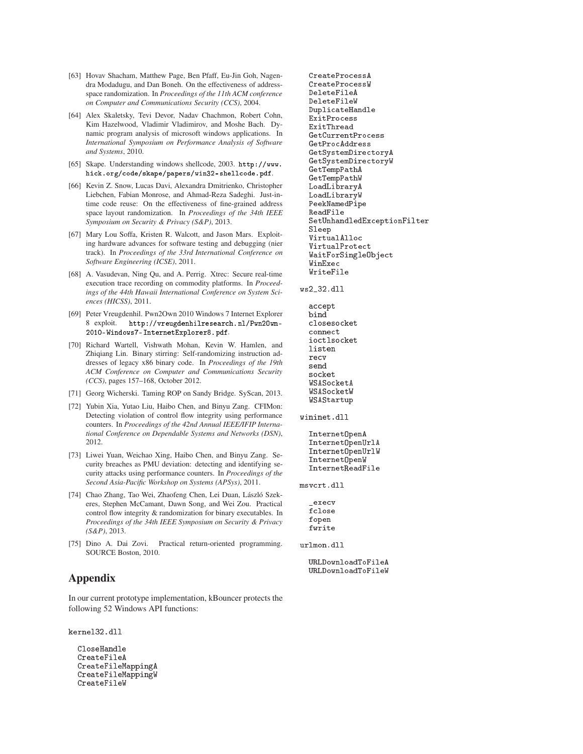[63] Hovav Shacham, Matthew Page, Ben Pfaff, Eu-Jin Goh, Nagendra Modadugu, and Dan Boneh. On the effectiveness of address-space randomization. In *Proceedings of the 11th ACM conference on Computer and Communications Security (CCS)*, 2004.

[64] Alex Skaletsky, Tevi Devor, Nadav Chachmon, Robert Cohn, Kim Hazelwood, Vladimir Vladimirov, and Moshe Bach. Dynamic program analysis of microsoft windows applications. In *International Symposium on Performance Analysis of Software and Systems*, 2010.

[65] Skape. Understanding windows shellcode, 2003. `http://www.hick.org/code/skape/papers/win32-shellcode.pdf`.

[66] Kevin Z. Snow, Lucas Davi, Alexandra Dmitrienko, Christopher Liebchen, Fabian Monrose, and Ahmad-Reza Sadeghi. Just-in-time code reuse: On the effectiveness of fine-grained address space layout randomization. In *Proceedings of the 34th IEEE Symposium on Security & Privacy (S&P)*, 2013.

[67] Mary Lou Soffa, Kristen R. Walcott, and Jason Mars. Exploiting hardware advances for software testing and debugging (nier track). In *Proceedings of the 33rd International Conference on Software Engineering (ICSE)*, 2011.

[68] A. Vasudevan, Ning Qu, and A. Perrig. Xtrec: Secure real-time execution trace recording on commodity platforms. In *Proceedings of the 44th Hawaii International Conference on System Sciences (HICSS)*, 2011.

[69] Peter Vreugdenhil. Pwn2Own 2010 Windows 7 Internet Explorer 8 exploit. `http://vreugdenhilresearch.nl/Pwn2Own-2010-Windows7-InternetExplorer8.pdf`.

[70] Richard Wartell, Vishwath Mohan, Kevin W. Hamlen, and Zhiqiang Lin. Binary stirring: Self-randomizing instruction addresses of legacy x86 binary code. In *Proceedings of the 19th ACM Conference on Computer and Communications Security (CCS)*, pages 157–168, October 2012.

[71] Georg Wicherski. Taming ROP on Sandy Bridge. SyScan, 2013.

[72] Yubin Xia, Yutao Liu, Haibo Chen, and Binyu Zang. CFIMon: Detecting violation of control flow integrity using performance counters. In *Proceedings of the 42nd Annual IEEE/IFIP International Conference on Dependable Systems and Networks (DSN)*, 2012.

[73] Liwei Yuan, Weichao Xing, Haibo Chen, and Binyu Zang. Security breaches as PMU deviation: detecting and identifying security attacks using performance counters. In *Proceedings of the Second Asia-Pacific Workshop on Systems (APSys)*, 2011.

[74] Chao Zhang, Tao Wei, Zhaofeng Chen, Lei Duan, László Szekeres, Stephen McCamant, Dawn Song, and Wei Zou. Practical control flow integrity & randomization for binary executables. In *Proceedings of the 34th IEEE Symposium on Security & Privacy (S&P)*, 2013.

[75] Dino A. Dai Zovi. Practical return-oriented programming. SOURCE Boston, 2010.

## Appendix

In our current prototype implementation, kBouncer protects the following 52 Windows API functions:

`kernel32.dll`

```
CloseHandle
CreateFileA
CreateFileMappingA
CreateFileMappingW
CreateFileW
CreateProcessA
CreateProcessW
DeleteFileA
DeleteFileW
DuplicateHandle
ExitProcess
ExitThread
GetCurrentProcess
GetProcAddress
GetSystemDirectoryA
GetSystemDirectoryW
GetTempPathA
GetTempPathW
LoadLibraryA
LoadLibraryW
PeekNamedPipe
ReadFile
SetUnhandledExceptionFilter
Sleep
VirtualAlloc
VirtualProtect
WaitForSingleObject
WinExec
WriteFile
```

`ws2_32.dll`

```
accept
bind
closesocket
connect
ioctlsocket
listen
recv
send
socket
WSASocketA
WSASocketW
WSAStartup
```

`wininet.dll`

```
InternetOpenA
InternetOpenUrlA
InternetOpenUrlW
InternetOpenW
InternetReadFile
```

`msvcrt.dll`

```
_execv
fclose
fopen
fwrite
```

`urlmon.dll`

```
URLDownloadToFileA
URLDownloadToFileW
```